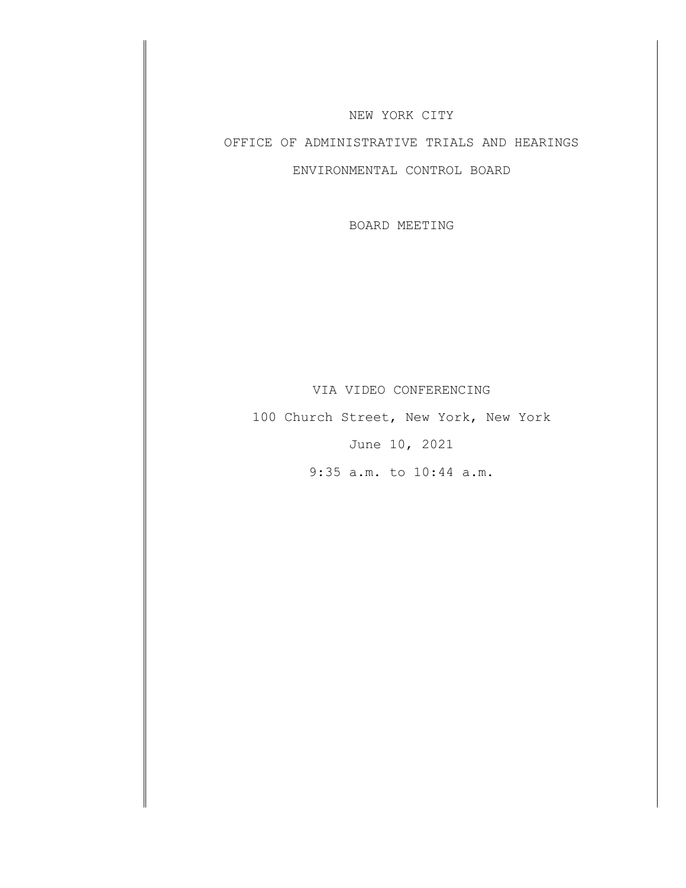NEW YORK CITY

OFFICE OF ADMINISTRATIVE TRIALS AND HEARINGS

ENVIRONMENTAL CONTROL BOARD

BOARD MEETING

VIA VIDEO CONFERENCING

100 Church Street, New York, New York

June 10, 2021

9:35 a.m. to 10:44 a.m.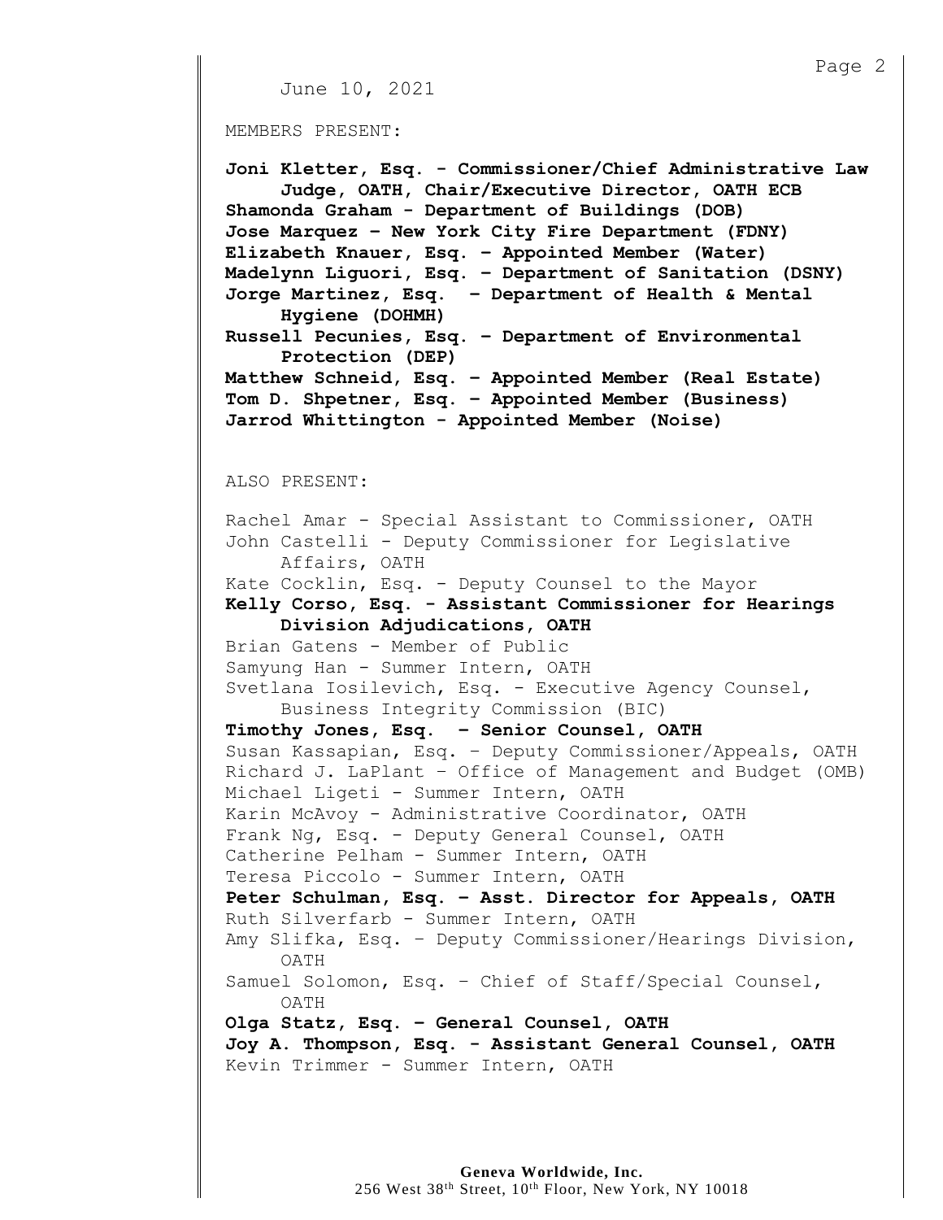June 10, 2021

MEMBERS PRESENT:

**Joni Kletter, Esq. - Commissioner/Chief Administrative Law Judge, OATH, Chair/Executive Director, OATH ECB**
**Shamonda Graham - Department of Buildings (DOB)**
**Jose Marquez – New York City Fire Department (FDNY)**
**Elizabeth Knauer, Esq. – Appointed Member (Water)**
**Madelynn Liguori, Esq. – Department of Sanitation (DSNY)**
**Jorge Martinez, Esq. – Department of Health & Mental Hygiene (DOHMH)**
**Russell Pecunies, Esq. – Department of Environmental Protection (DEP)**
**Matthew Schneid, Esq. – Appointed Member (Real Estate)**
**Tom D. Shpetner, Esq. – Appointed Member (Business)**
**Jarrod Whittington - Appointed Member (Noise)**

ALSO PRESENT:

Rachel Amar - Special Assistant to Commissioner, OATH
John Castelli - Deputy Commissioner for Legislative Affairs, OATH
Kate Cocklin, Esq. - Deputy Counsel to the Mayor
**Kelly Corso, Esq. - Assistant Commissioner for Hearings Division Adjudications, OATH**
Brian Gatens - Member of Public
Samyung Han - Summer Intern, OATH
Svetlana Iosilevich, Esq. - Executive Agency Counsel, Business Integrity Commission (BIC)
**Timothy Jones, Esq. – Senior Counsel, OATH**
Susan Kassapian, Esq. – Deputy Commissioner/Appeals, OATH
Richard J. LaPlant – Office of Management and Budget (OMB)
Michael Ligeti - Summer Intern, OATH
Karin McAvoy - Administrative Coordinator, OATH
Frank Ng, Esq. - Deputy General Counsel, OATH
Catherine Pelham - Summer Intern, OATH
Teresa Piccolo - Summer Intern, OATH
**Peter Schulman, Esq. – Asst. Director for Appeals, OATH**
Ruth Silverfarb - Summer Intern, OATH
Amy Slifka, Esq. – Deputy Commissioner/Hearings Division, OATH
Samuel Solomon, Esq. – Chief of Staff/Special Counsel, OATH
**Olga Statz, Esq. – General Counsel, OATH**
**Joy A. Thompson, Esq. - Assistant General Counsel, OATH**
Kevin Trimmer - Summer Intern, OATH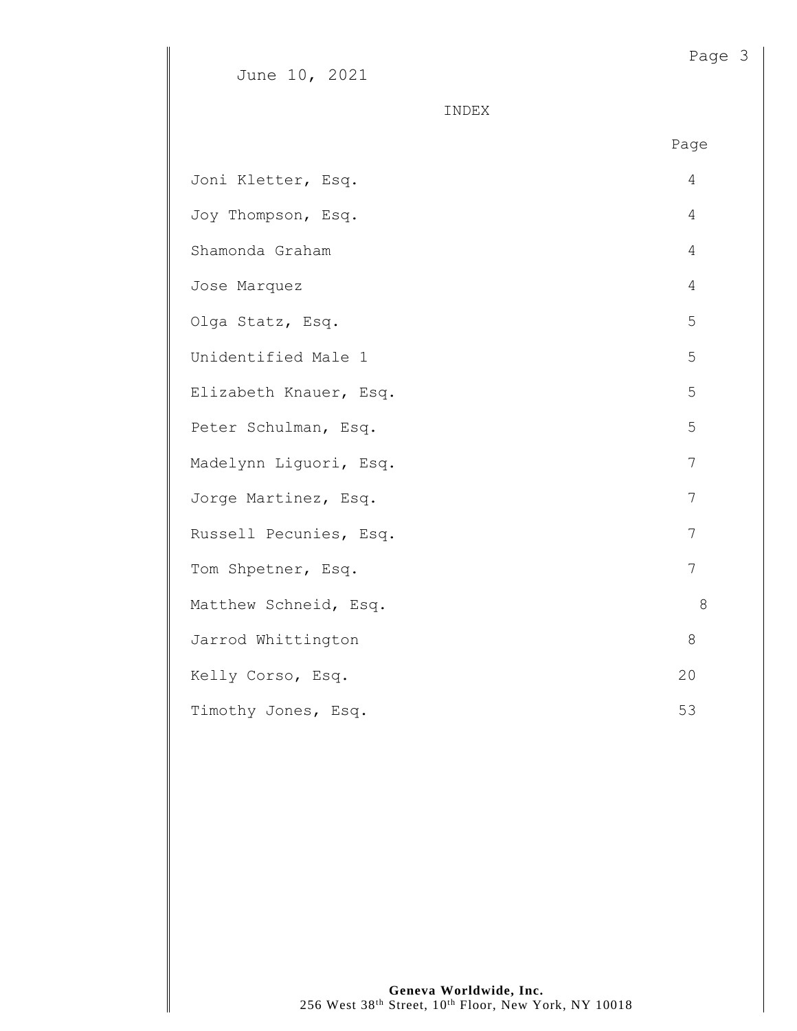June 10, 2021

INDEX

| | Page |
|---|---|
| Joni Kletter, Esq. | 4 |
| Joy Thompson, Esq. | 4 |
| Shamonda Graham | 4 |
| Jose Marquez | 4 |
| Olga Statz, Esq. | 5 |
| Unidentified Male 1 | 5 |
| Elizabeth Knauer, Esq. | 5 |
| Peter Schulman, Esq. | 5 |
| Madelynn Liguori, Esq. | 7 |
| Jorge Martinez, Esq. | 7 |
| Russell Pecunies, Esq. | 7 |
| Tom Shpetner, Esq. | 7 |
| Matthew Schneid, Esq. | 8 |
| Jarrod Whittington | 8 |
| Kelly Corso, Esq. | 20 |
| Timothy Jones, Esq. | 53 |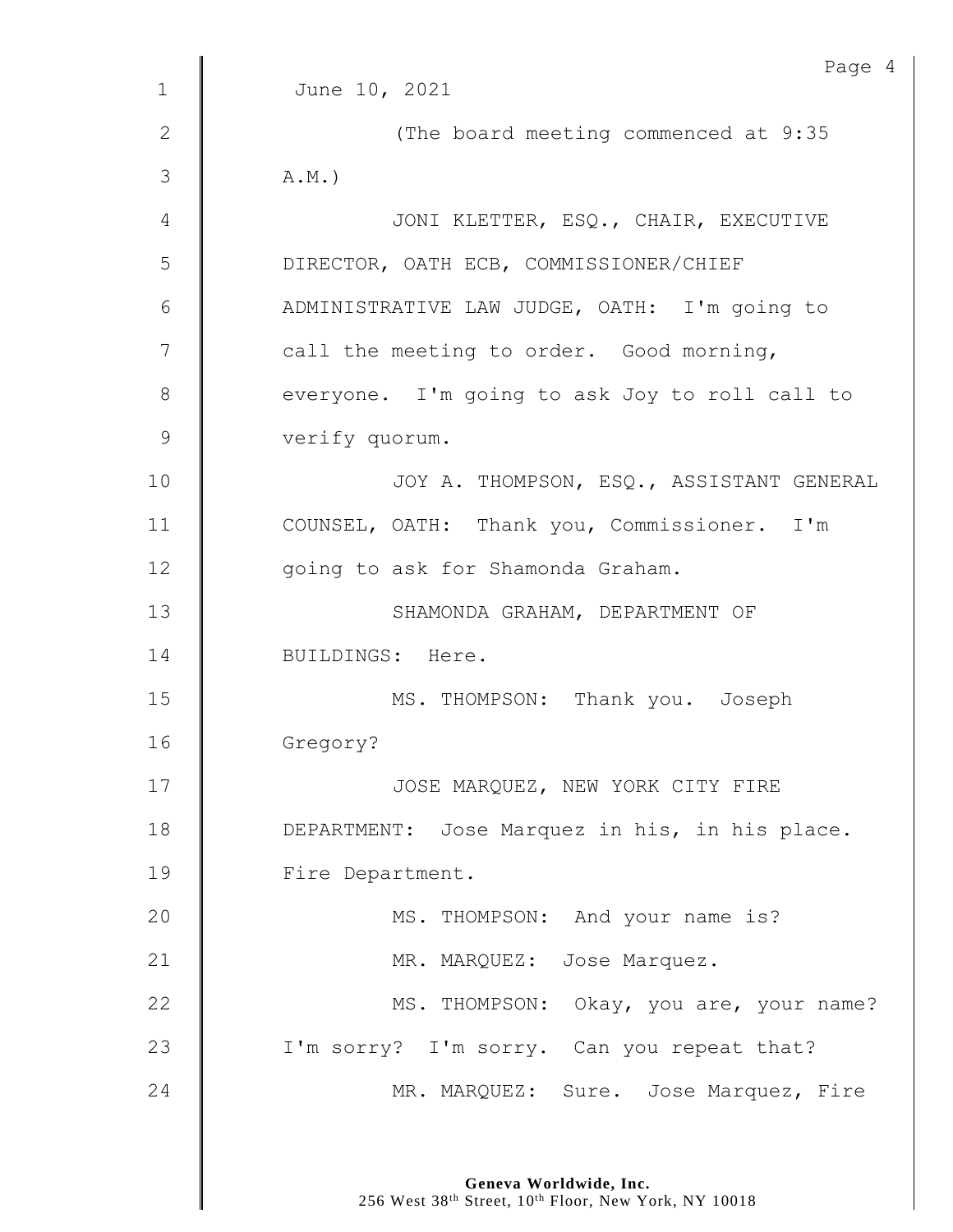June 10, 2021

(The board meeting commenced at 9:35 A.M.)

JONI KLETTER, ESQ., CHAIR, EXECUTIVE DIRECTOR, OATH ECB, COMMISSIONER/CHIEF ADMINISTRATIVE LAW JUDGE, OATH: I'm going to call the meeting to order. Good morning, everyone. I'm going to ask Joy to roll call to verify quorum.

JOY A. THOMPSON, ESQ., ASSISTANT GENERAL COUNSEL, OATH: Thank you, Commissioner. I'm going to ask for Shamonda Graham.

SHAMONDA GRAHAM, DEPARTMENT OF BUILDINGS: Here.

MS. THOMPSON: Thank you. Joseph Gregory?

JOSE MARQUEZ, NEW YORK CITY FIRE DEPARTMENT: Jose Marquez in his, in his place. Fire Department.

MS. THOMPSON: And your name is?

MR. MARQUEZ: Jose Marquez.

MS. THOMPSON: Okay, you are, your name? I'm sorry? I'm sorry. Can you repeat that?

MR. MARQUEZ: Sure. Jose Marquez, Fire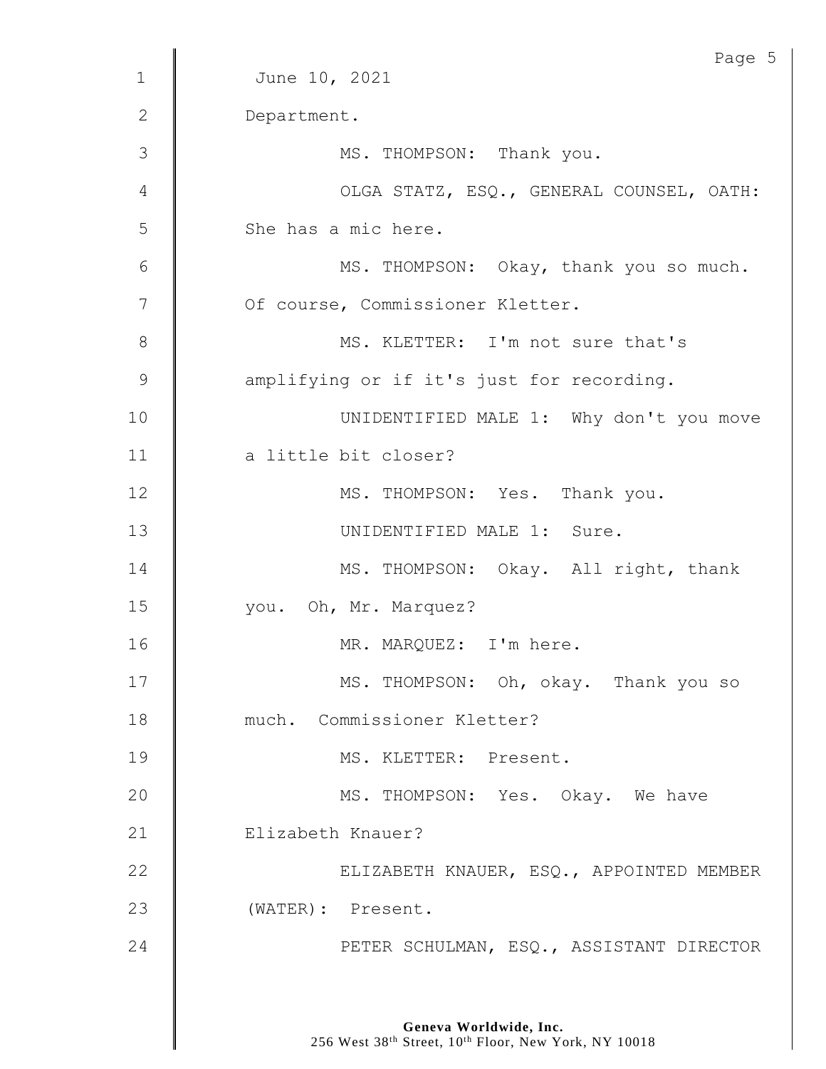June 10, 2021

Department.

MS. THOMPSON: Thank you.

OLGA STATZ, ESQ., GENERAL COUNSEL, OATH: She has a mic here.

MS. THOMPSON: Okay, thank you so much. Of course, Commissioner Kletter.

MS. KLETTER: I'm not sure that's amplifying or if it's just for recording.

UNIDENTIFIED MALE 1: Why don't you move a little bit closer?

MS. THOMPSON: Yes. Thank you.

UNIDENTIFIED MALE 1: Sure.

MS. THOMPSON: Okay. All right, thank you. Oh, Mr. Marquez?

MR. MARQUEZ: I'm here.

MS. THOMPSON: Oh, okay. Thank you so much. Commissioner Kletter?

MS. KLETTER: Present.

MS. THOMPSON: Yes. Okay. We have Elizabeth Knauer?

ELIZABETH KNAUER, ESQ., APPOINTED MEMBER (WATER): Present.

PETER SCHULMAN, ESQ., ASSISTANT DIRECTOR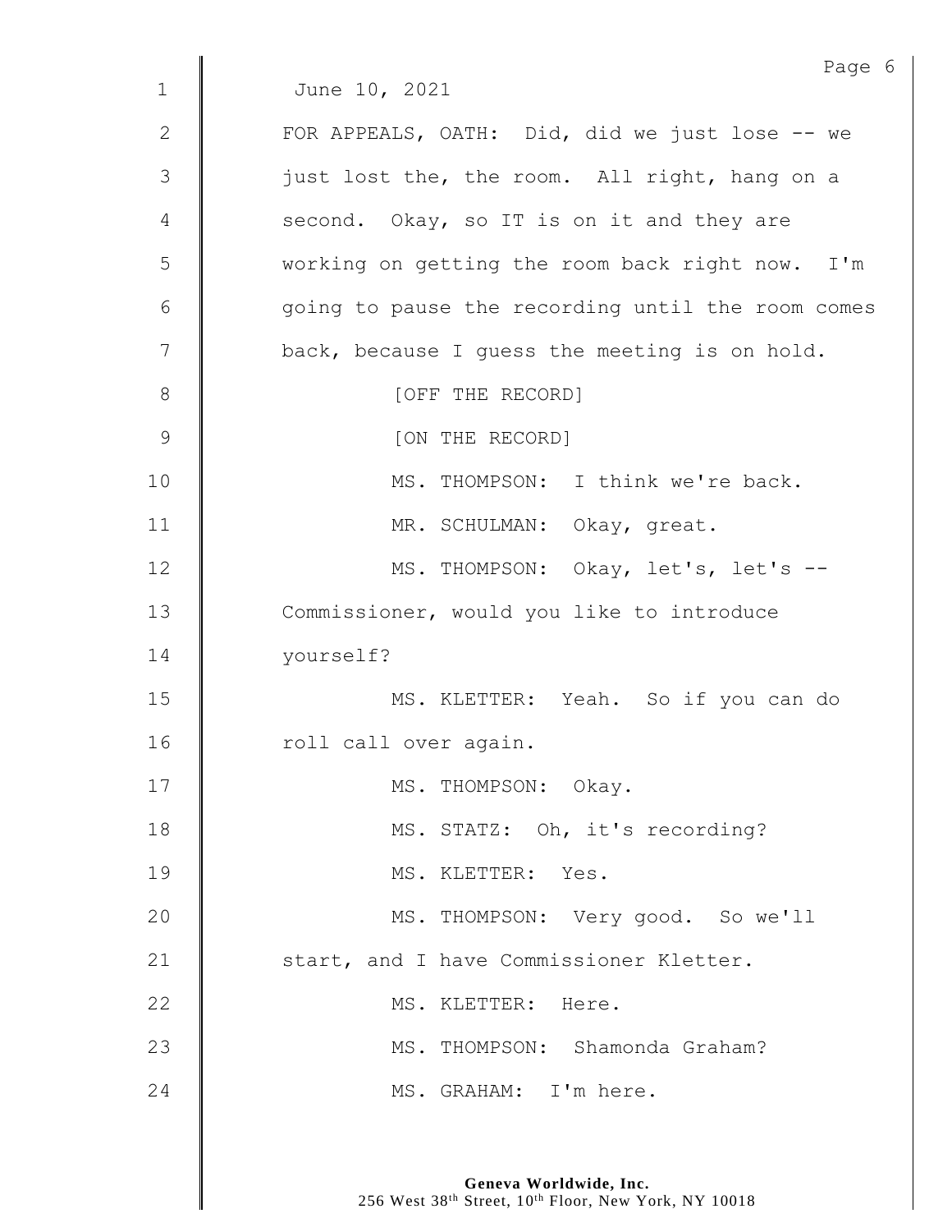June 10, 2021

FOR APPEALS, OATH: Did, did we just lose -- we just lost the, the room. All right, hang on a second. Okay, so IT is on it and they are working on getting the room back right now. I'm going to pause the recording until the room comes back, because I guess the meeting is on hold.

[OFF THE RECORD]

[ON THE RECORD]

MS. THOMPSON: I think we're back.

MR. SCHULMAN: Okay, great.

MS. THOMPSON: Okay, let's, let's -- Commissioner, would you like to introduce yourself?

MS. KLETTER: Yeah. So if you can do roll call over again.

MS. THOMPSON: Okay.

MS. STATZ: Oh, it's recording?

MS. KLETTER: Yes.

MS. THOMPSON: Very good. So we'll start, and I have Commissioner Kletter.

MS. KLETTER: Here.

MS. THOMPSON: Shamonda Graham?

MS. GRAHAM: I'm here.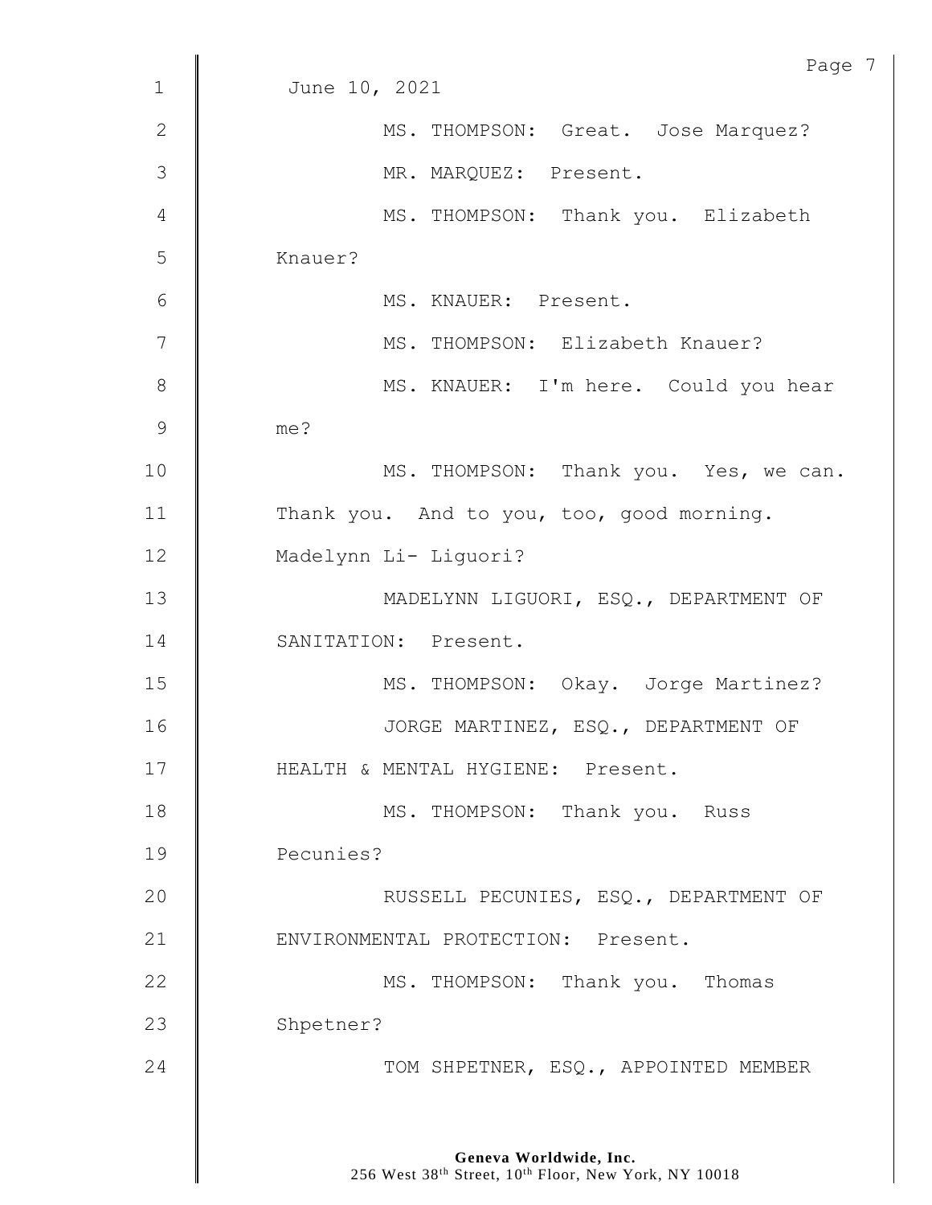June 10, 2021

MS. THOMPSON: Great. Jose Marquez?

MR. MARQUEZ: Present.

MS. THOMPSON: Thank you. Elizabeth Knauer?

MS. KNAUER: Present.

MS. THOMPSON: Elizabeth Knauer?

MS. KNAUER: I'm here. Could you hear me?

MS. THOMPSON: Thank you. Yes, we can. Thank you. And to you, too, good morning. Madelynn Li- Liguori?

MADELYNN LIGUORI, ESQ., DEPARTMENT OF SANITATION: Present.

MS. THOMPSON: Okay. Jorge Martinez?

JORGE MARTINEZ, ESQ., DEPARTMENT OF HEALTH & MENTAL HYGIENE: Present.

MS. THOMPSON: Thank you. Russ Pecunies?

RUSSELL PECUNIES, ESQ., DEPARTMENT OF ENVIRONMENTAL PROTECTION: Present.

MS. THOMPSON: Thank you. Thomas Shpetner?

TOM SHPETNER, ESQ., APPOINTED MEMBER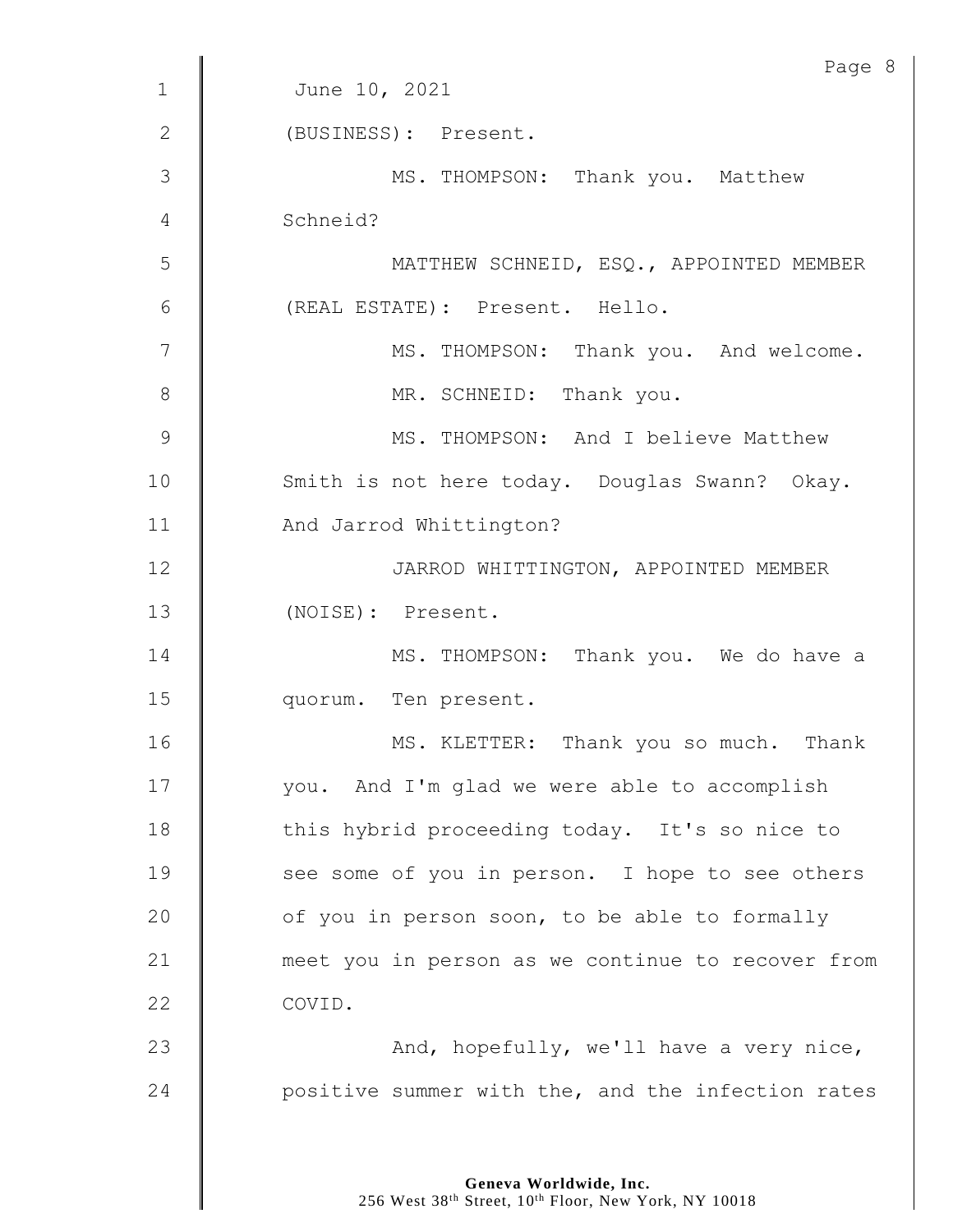June 10, 2021

(BUSINESS): Present.

MS. THOMPSON: Thank you. Matthew Schneid?

MATTHEW SCHNEID, ESQ., APPOINTED MEMBER (REAL ESTATE): Present. Hello.

MS. THOMPSON: Thank you. And welcome.

MR. SCHNEID: Thank you.

MS. THOMPSON: And I believe Matthew Smith is not here today. Douglas Swann? Okay. And Jarrod Whittington?

JARROD WHITTINGTON, APPOINTED MEMBER (NOISE): Present.

MS. THOMPSON: Thank you. We do have a quorum. Ten present.

MS. KLETTER: Thank you so much. Thank you. And I'm glad we were able to accomplish this hybrid proceeding today. It's so nice to see some of you in person. I hope to see others of you in person soon, to be able to formally meet you in person as we continue to recover from COVID.

And, hopefully, we'll have a very nice, positive summer with the, and the infection rates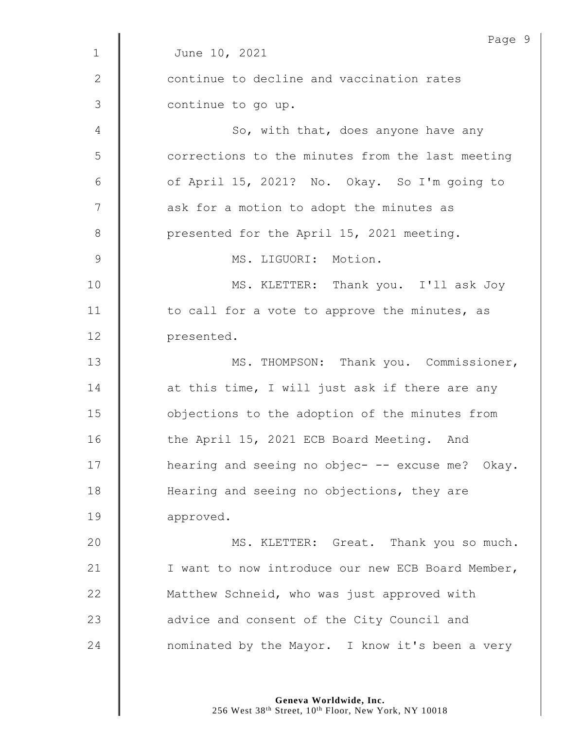June 10, 2021

continue to decline and vaccination rates continue to go up.

So, with that, does anyone have any corrections to the minutes from the last meeting of April 15, 2021? No. Okay. So I'm going to ask for a motion to adopt the minutes as presented for the April 15, 2021 meeting.

MS. LIGUORI: Motion.

MS. KLETTER: Thank you. I'll ask Joy to call for a vote to approve the minutes, as presented.

MS. THOMPSON: Thank you. Commissioner, at this time, I will just ask if there are any objections to the adoption of the minutes from the April 15, 2021 ECB Board Meeting. And hearing and seeing no objec- -- excuse me? Okay. Hearing and seeing no objections, they are approved.

MS. KLETTER: Great. Thank you so much. I want to now introduce our new ECB Board Member, Matthew Schneid, who was just approved with advice and consent of the City Council and nominated by the Mayor. I know it's been a very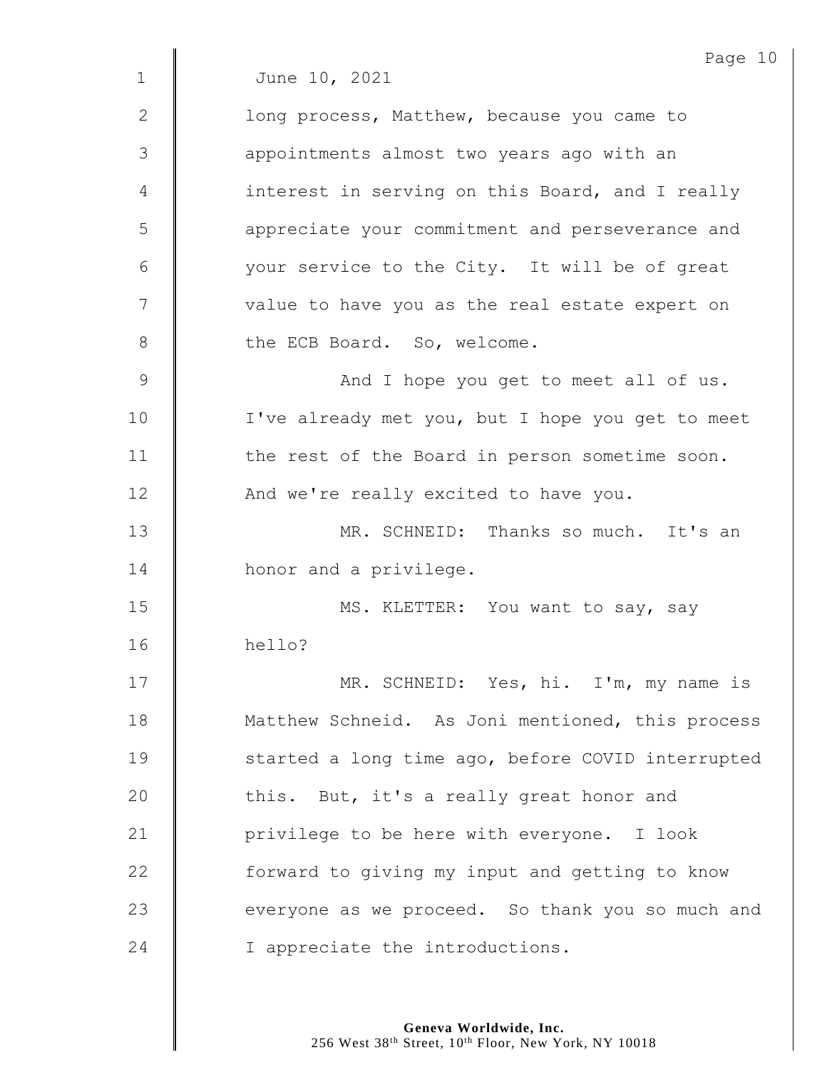June 10, 2021

long process, Matthew, because you came to appointments almost two years ago with an interest in serving on this Board, and I really appreciate your commitment and perseverance and your service to the City. It will be of great value to have you as the real estate expert on the ECB Board. So, welcome.

And I hope you get to meet all of us. I've already met you, but I hope you get to meet the rest of the Board in person sometime soon. And we're really excited to have you.

MR. SCHNEID: Thanks so much. It's an honor and a privilege.

MS. KLETTER: You want to say, say hello?

MR. SCHNEID: Yes, hi. I'm, my name is Matthew Schneid. As Joni mentioned, this process started a long time ago, before COVID interrupted this. But, it's a really great honor and privilege to be here with everyone. I look forward to giving my input and getting to know everyone as we proceed. So thank you so much and I appreciate the introductions.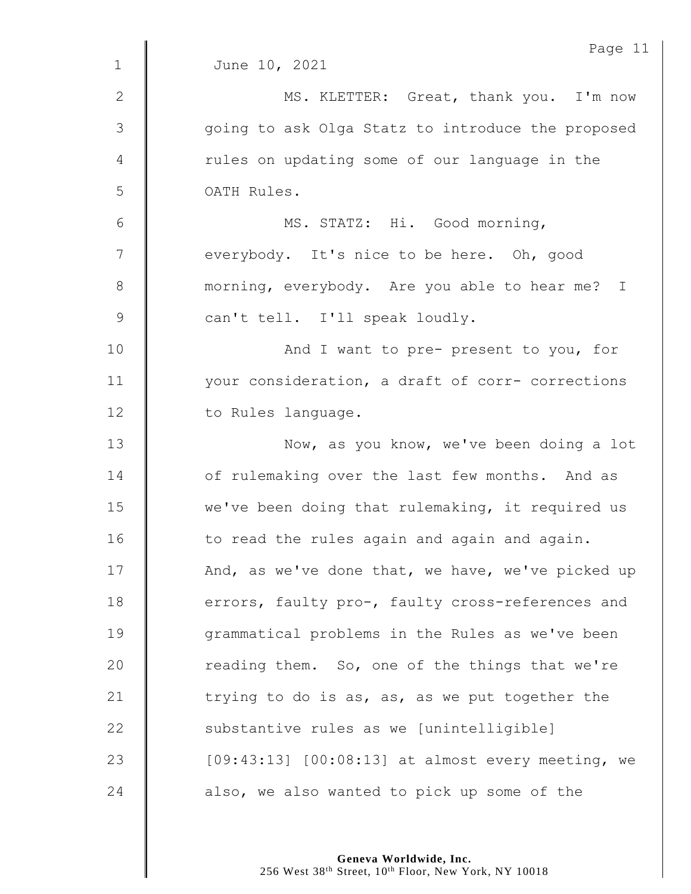June 10, 2021

MS. KLETTER: Great, thank you. I'm now going to ask Olga Statz to introduce the proposed rules on updating some of our language in the OATH Rules.

MS. STATZ: Hi. Good morning, everybody. It's nice to be here. Oh, good morning, everybody. Are you able to hear me? I can't tell. I'll speak loudly.

And I want to pre- present to you, for your consideration, a draft of corr- corrections to Rules language.

Now, as you know, we've been doing a lot of rulemaking over the last few months. And as we've been doing that rulemaking, it required us to read the rules again and again and again. And, as we've done that, we have, we've picked up errors, faulty pro-, faulty cross-references and grammatical problems in the Rules as we've been reading them. So, one of the things that we're trying to do is as, as, as we put together the substantive rules as we [unintelligible] [09:43:13] [00:08:13] at almost every meeting, we also, we also wanted to pick up some of the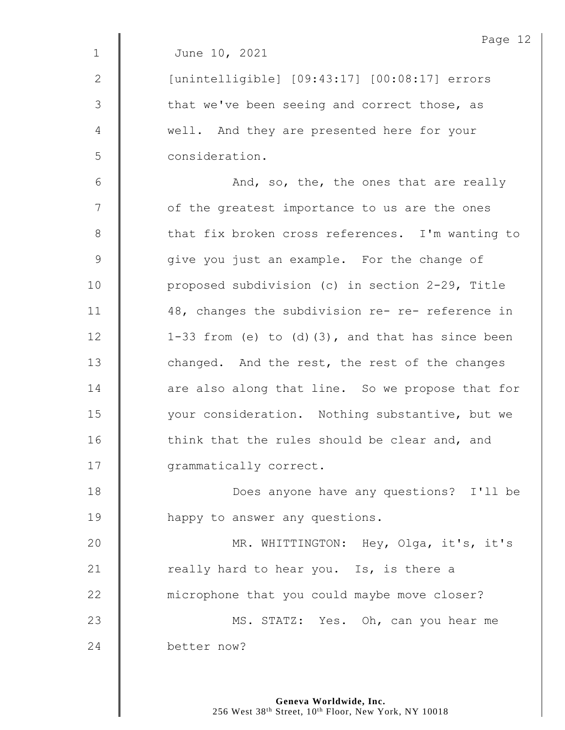June 10, 2021

[unintelligible] [09:43:17] [00:08:17] errors that we've been seeing and correct those, as well. And they are presented here for your consideration.

And, so, the, the ones that are really of the greatest importance to us are the ones that fix broken cross references. I'm wanting to give you just an example. For the change of proposed subdivision (c) in section 2-29, Title 48, changes the subdivision re- re- reference in 1-33 from (e) to (d)(3), and that has since been changed. And the rest, the rest of the changes are also along that line. So we propose that for your consideration. Nothing substantive, but we think that the rules should be clear and, and grammatically correct.

Does anyone have any questions? I'll be happy to answer any questions.

MR. WHITTINGTON: Hey, Olga, it's, it's really hard to hear you. Is, is there a microphone that you could maybe move closer?

MS. STATZ: Yes. Oh, can you hear me better now?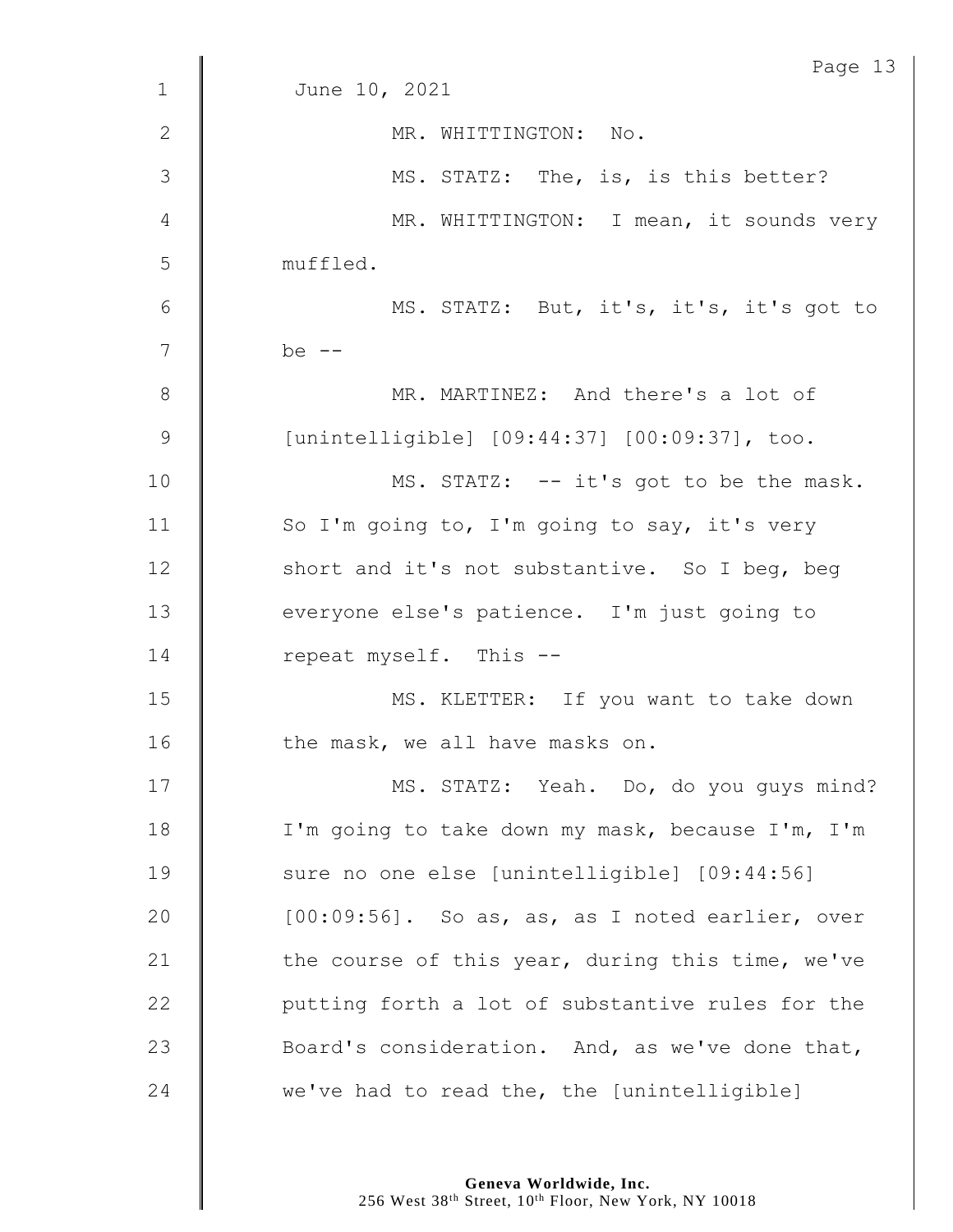June 10, 2021

MR. WHITTINGTON: No.

MS. STATZ: The, is, is this better?

MR. WHITTINGTON: I mean, it sounds very muffled.

MS. STATZ: But, it's, it's, it's got to be --

MR. MARTINEZ: And there's a lot of [unintelligible] [09:44:37] [00:09:37], too.

MS. STATZ: -- it's got to be the mask. So I'm going to, I'm going to say, it's very short and it's not substantive. So I beg, beg everyone else's patience. I'm just going to repeat myself. This --

MS. KLETTER: If you want to take down the mask, we all have masks on.

MS. STATZ: Yeah. Do, do you guys mind? I'm going to take down my mask, because I'm, I'm sure no one else [unintelligible] [09:44:56] [00:09:56]. So as, as, as I noted earlier, over the course of this year, during this time, we've putting forth a lot of substantive rules for the Board's consideration. And, as we've done that, we've had to read the, the [unintelligible]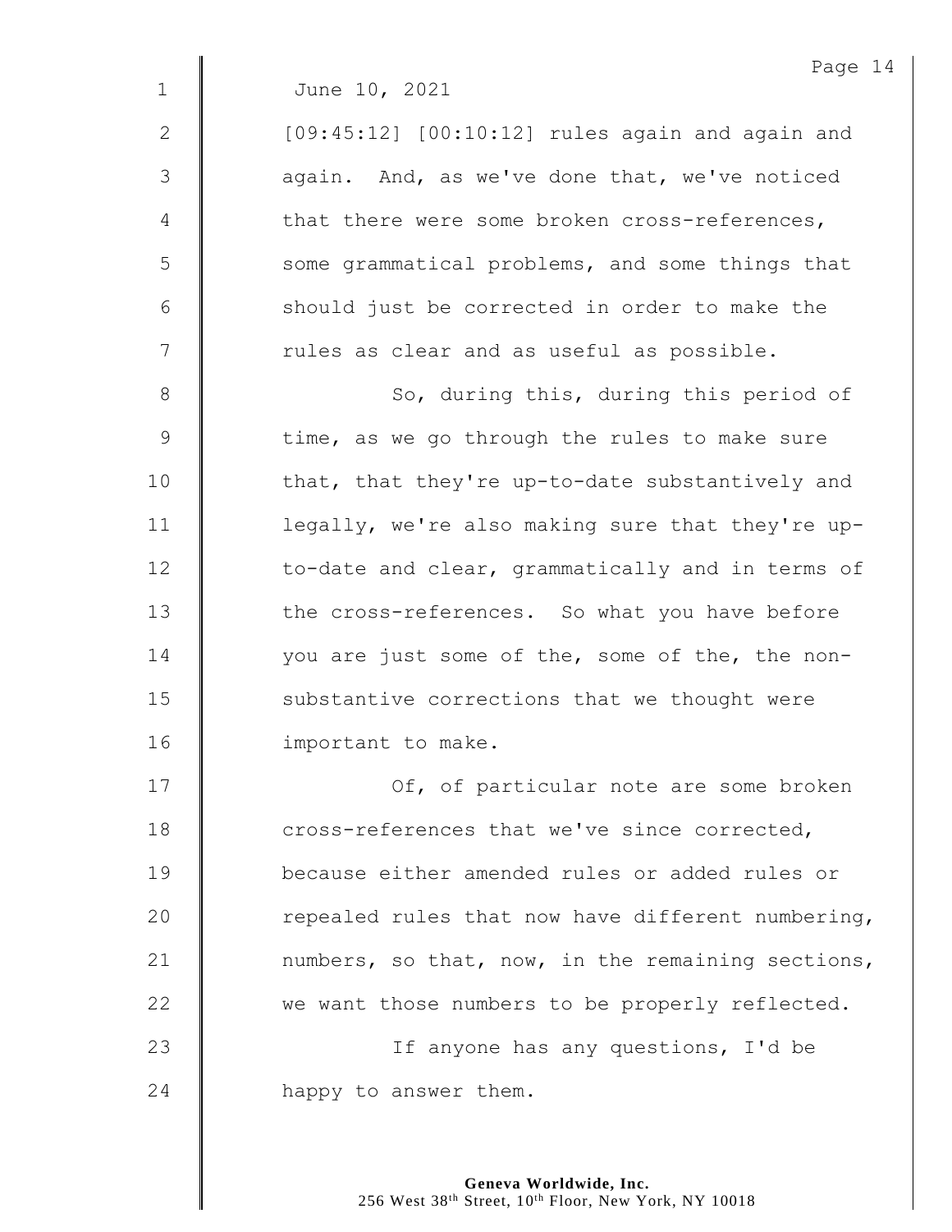June 10, 2021

[09:45:12] [00:10:12] rules again and again and again. And, as we've done that, we've noticed that there were some broken cross-references, some grammatical problems, and some things that should just be corrected in order to make the rules as clear and as useful as possible.

So, during this, during this period of time, as we go through the rules to make sure that, that they're up-to-date substantively and legally, we're also making sure that they're up-to-date and clear, grammatically and in terms of the cross-references. So what you have before you are just some of the, some of the, the non-substantive corrections that we thought were important to make.

Of, of particular note are some broken cross-references that we've since corrected, because either amended rules or added rules or repealed rules that now have different numbering, numbers, so that, now, in the remaining sections, we want those numbers to be properly reflected.

If anyone has any questions, I'd be happy to answer them.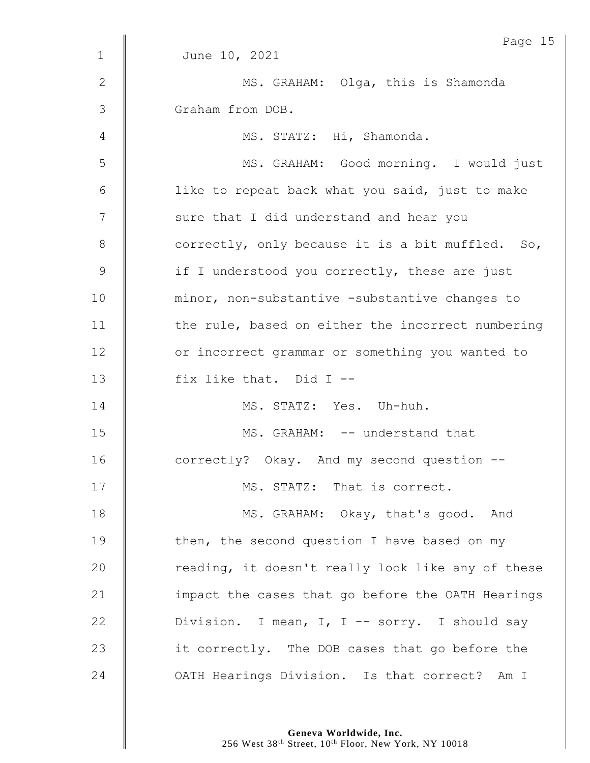June 10, 2021

MS. GRAHAM: Olga, this is Shamonda Graham from DOB.

MS. STATZ: Hi, Shamonda.

MS. GRAHAM: Good morning. I would just like to repeat back what you said, just to make sure that I did understand and hear you correctly, only because it is a bit muffled. So, if I understood you correctly, these are just minor, non-substantive -substantive changes to the rule, based on either the incorrect numbering or incorrect grammar or something you wanted to fix like that. Did I --

MS. STATZ: Yes. Uh-huh.

MS. GRAHAM: -- understand that correctly? Okay. And my second question --

MS. STATZ: That is correct.

MS. GRAHAM: Okay, that's good. And then, the second question I have based on my reading, it doesn't really look like any of these impact the cases that go before the OATH Hearings Division. I mean, I, I -- sorry. I should say it correctly. The DOB cases that go before the OATH Hearings Division. Is that correct? Am I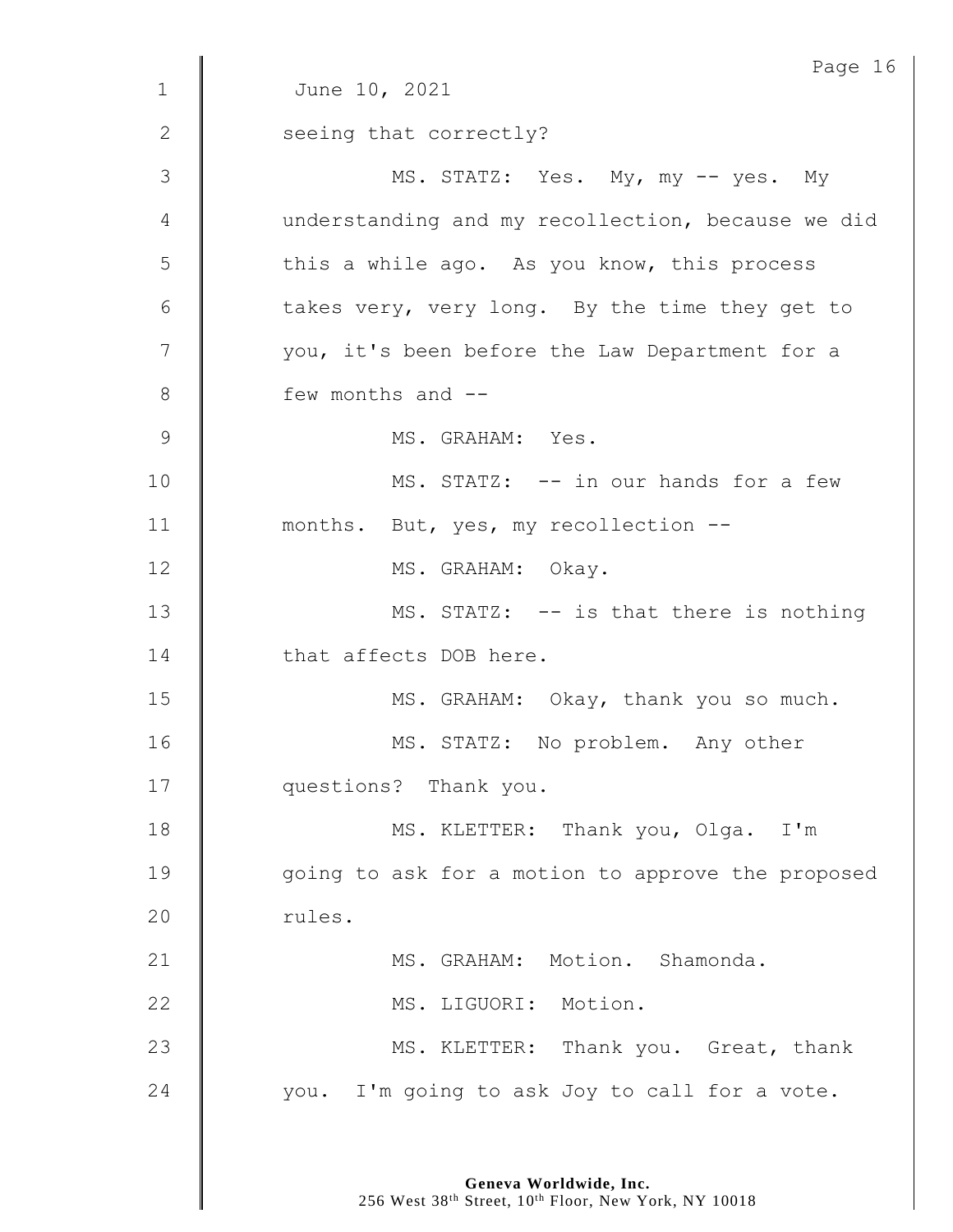June 10, 2021

seeing that correctly?

MS. STATZ: Yes. My, my -- yes. My understanding and my recollection, because we did this a while ago. As you know, this process takes very, very long. By the time they get to you, it's been before the Law Department for a few months and --

MS. GRAHAM: Yes.

MS. STATZ: -- in our hands for a few months. But, yes, my recollection --

MS. GRAHAM: Okay.

MS. STATZ: -- is that there is nothing that affects DOB here.

MS. GRAHAM: Okay, thank you so much.

MS. STATZ: No problem. Any other questions? Thank you.

MS. KLETTER: Thank you, Olga. I'm going to ask for a motion to approve the proposed rules.

MS. GRAHAM: Motion. Shamonda.

MS. LIGUORI: Motion.

MS. KLETTER: Thank you. Great, thank you. I'm going to ask Joy to call for a vote.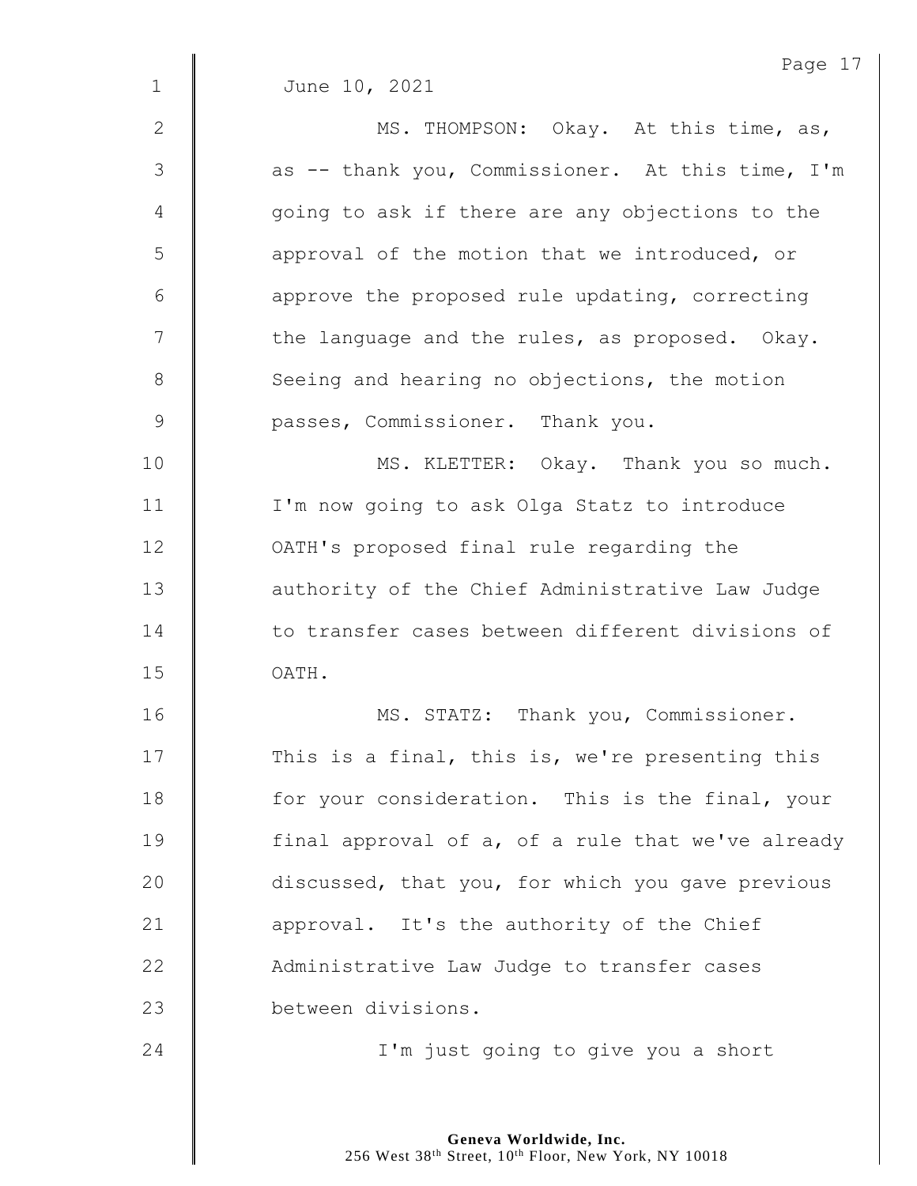June 10, 2021

MS. THOMPSON: Okay. At this time, as, as -- thank you, Commissioner. At this time, I'm going to ask if there are any objections to the approval of the motion that we introduced, or approve the proposed rule updating, correcting the language and the rules, as proposed. Okay. Seeing and hearing no objections, the motion passes, Commissioner. Thank you.

MS. KLETTER: Okay. Thank you so much. I'm now going to ask Olga Statz to introduce OATH's proposed final rule regarding the authority of the Chief Administrative Law Judge to transfer cases between different divisions of OATH.

MS. STATZ: Thank you, Commissioner. This is a final, this is, we're presenting this for your consideration. This is the final, your final approval of a, of a rule that we've already discussed, that you, for which you gave previous approval. It's the authority of the Chief Administrative Law Judge to transfer cases between divisions.

I'm just going to give you a short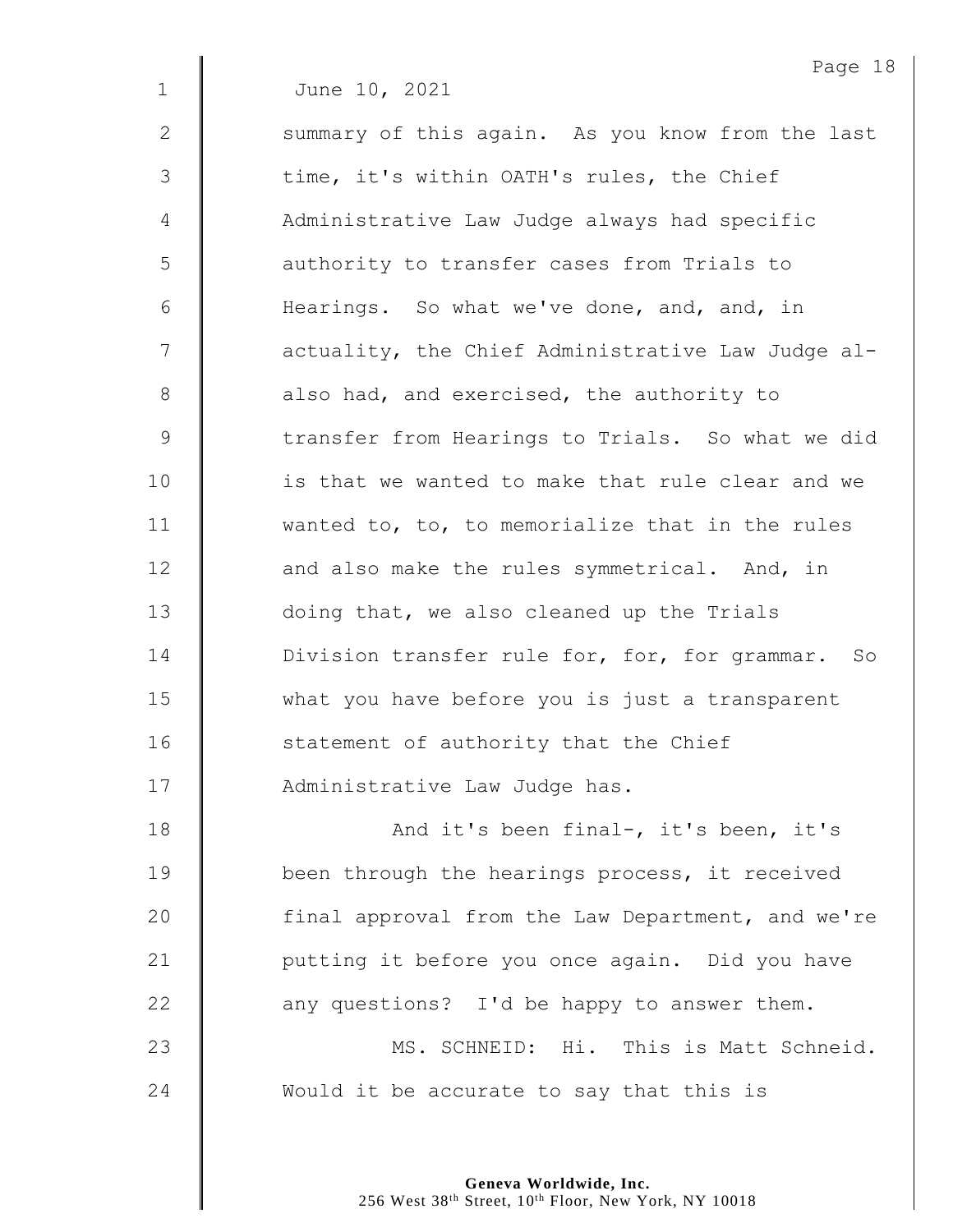June 10, 2021

summary of this again. As you know from the last time, it's within OATH's rules, the Chief Administrative Law Judge always had specific authority to transfer cases from Trials to Hearings. So what we've done, and, and, in actuality, the Chief Administrative Law Judge al- also had, and exercised, the authority to transfer from Hearings to Trials. So what we did is that we wanted to make that rule clear and we wanted to, to, to memorialize that in the rules and also make the rules symmetrical. And, in doing that, we also cleaned up the Trials Division transfer rule for, for, for grammar. So what you have before you is just a transparent statement of authority that the Chief Administrative Law Judge has.

And it's been final-, it's been, it's been through the hearings process, it received final approval from the Law Department, and we're putting it before you once again. Did you have any questions? I'd be happy to answer them.

MS. SCHNEID: Hi. This is Matt Schneid. Would it be accurate to say that this is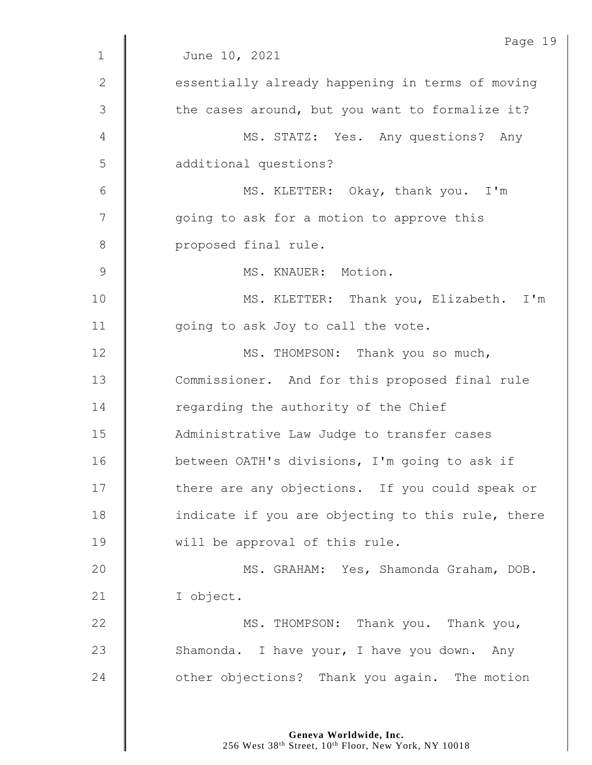June 10, 2021

essentially already happening in terms of moving the cases around, but you want to formalize it?

MS. STATZ: Yes. Any questions? Any additional questions?

MS. KLETTER: Okay, thank you. I'm going to ask for a motion to approve this proposed final rule.

MS. KNAUER: Motion.

MS. KLETTER: Thank you, Elizabeth. I'm going to ask Joy to call the vote.

MS. THOMPSON: Thank you so much, Commissioner. And for this proposed final rule regarding the authority of the Chief Administrative Law Judge to transfer cases between OATH's divisions, I'm going to ask if there are any objections. If you could speak or indicate if you are objecting to this rule, there will be approval of this rule.

MS. GRAHAM: Yes, Shamonda Graham, DOB. I object.

MS. THOMPSON: Thank you. Thank you, Shamonda. I have your, I have you down. Any other objections? Thank you again. The motion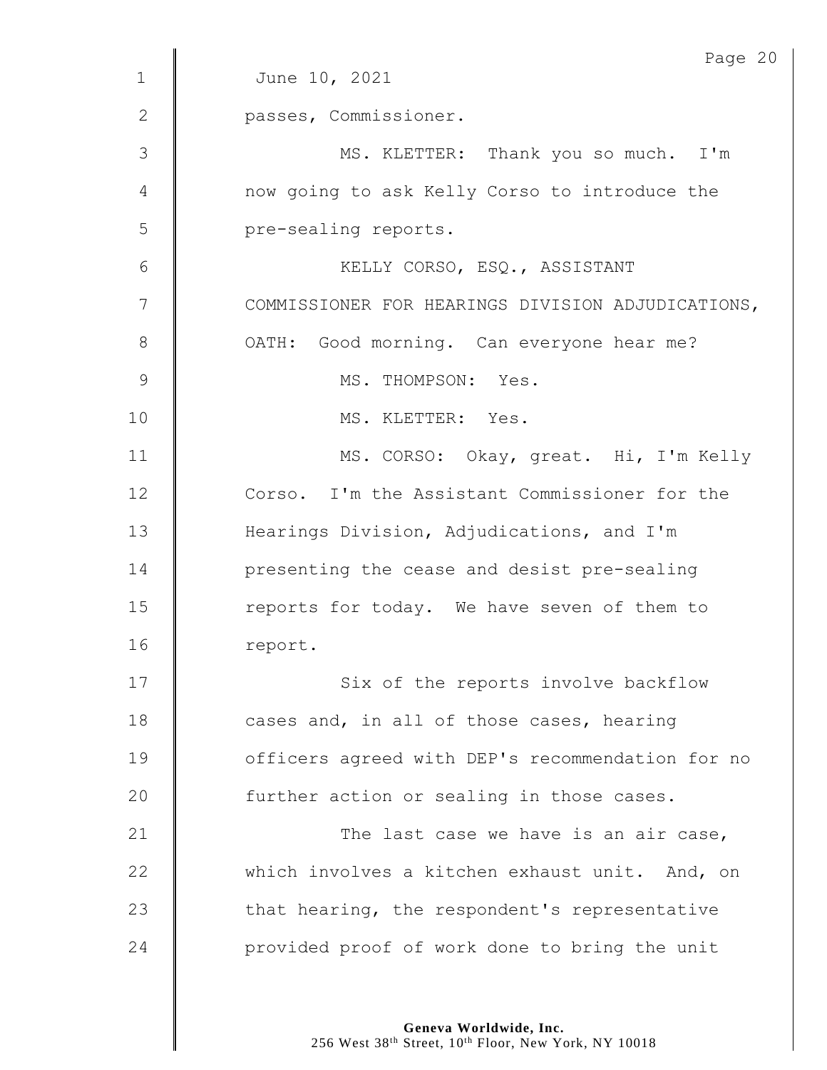June 10, 2021

passes, Commissioner.

MS. KLETTER: Thank you so much. I'm now going to ask Kelly Corso to introduce the pre-sealing reports.

KELLY CORSO, ESQ., ASSISTANT COMMISSIONER FOR HEARINGS DIVISION ADJUDICATIONS, OATH: Good morning. Can everyone hear me?

MS. THOMPSON: Yes.

MS. KLETTER: Yes.

MS. CORSO: Okay, great. Hi, I'm Kelly Corso. I'm the Assistant Commissioner for the Hearings Division, Adjudications, and I'm presenting the cease and desist pre-sealing reports for today. We have seven of them to report.

Six of the reports involve backflow cases and, in all of those cases, hearing officers agreed with DEP's recommendation for no further action or sealing in those cases.

The last case we have is an air case, which involves a kitchen exhaust unit. And, on that hearing, the respondent's representative provided proof of work done to bring the unit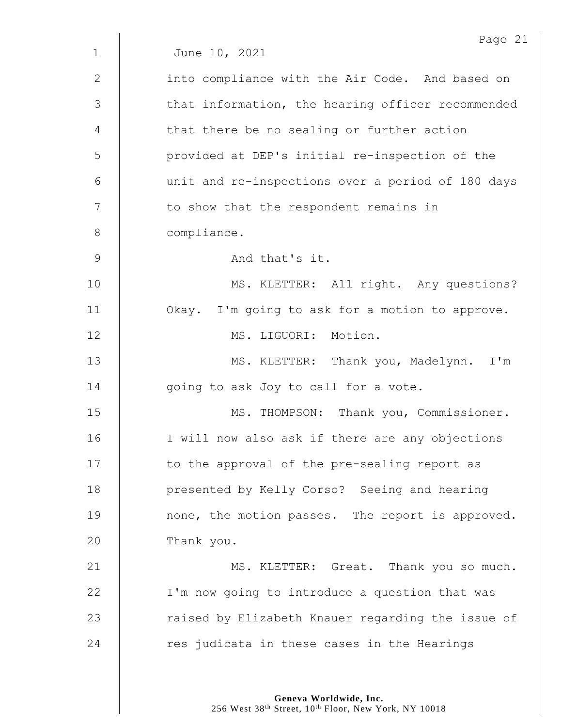June 10, 2021

into compliance with the Air Code. And based on that information, the hearing officer recommended that there be no sealing or further action provided at DEP's initial re-inspection of the unit and re-inspections over a period of 180 days to show that the respondent remains in compliance.

And that's it.

MS. KLETTER: All right. Any questions? Okay. I'm going to ask for a motion to approve.

MS. LIGUORI: Motion.

MS. KLETTER: Thank you, Madelynn. I'm going to ask Joy to call for a vote.

MS. THOMPSON: Thank you, Commissioner. I will now also ask if there are any objections to the approval of the pre-sealing report as presented by Kelly Corso? Seeing and hearing none, the motion passes. The report is approved. Thank you.

MS. KLETTER: Great. Thank you so much. I'm now going to introduce a question that was raised by Elizabeth Knauer regarding the issue of res judicata in these cases in the Hearings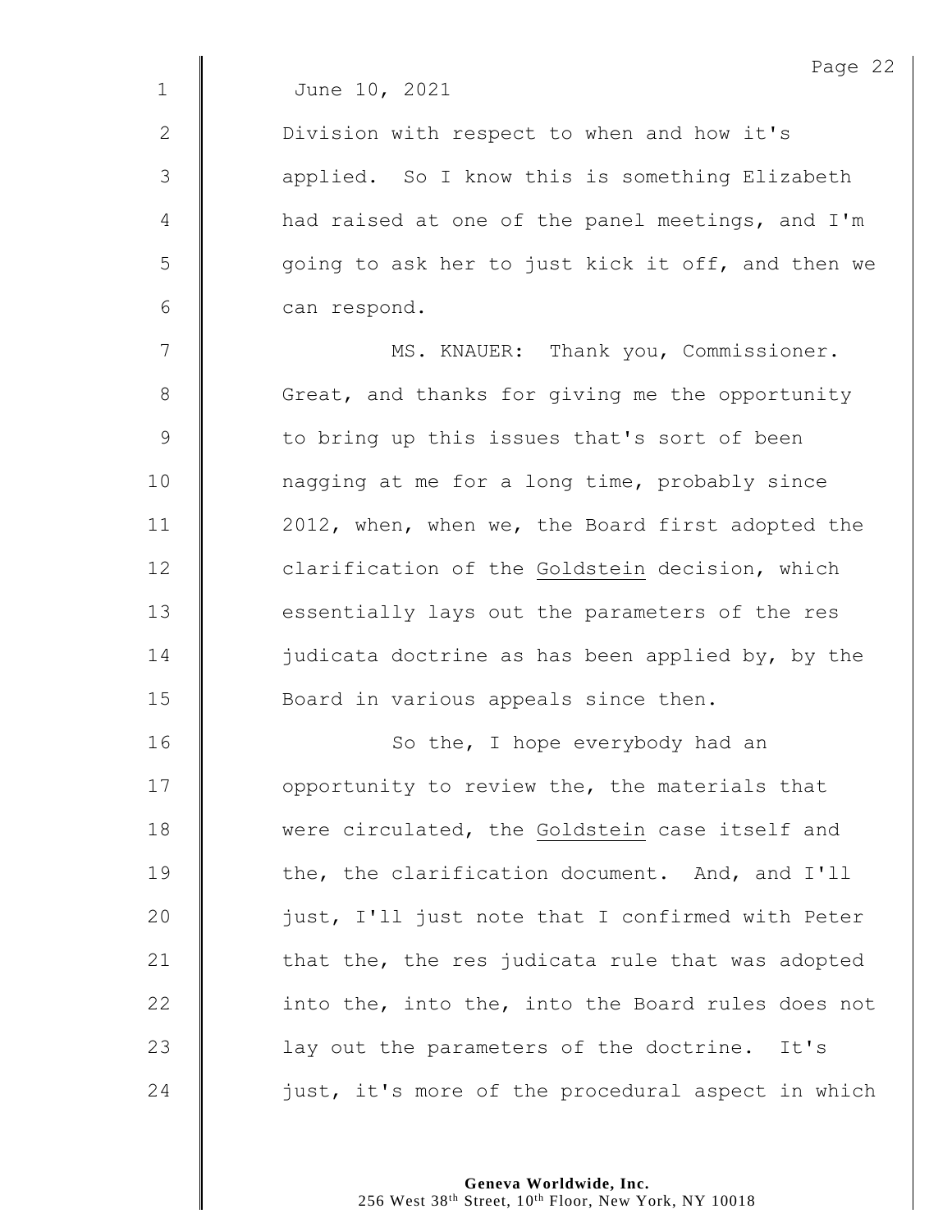June 10, 2021

Division with respect to when and how it's applied. So I know this is something Elizabeth had raised at one of the panel meetings, and I'm going to ask her to just kick it off, and then we can respond.

MS. KNAUER: Thank you, Commissioner. Great, and thanks for giving me the opportunity to bring up this issues that's sort of been nagging at me for a long time, probably since 2012, when, when we, the Board first adopted the clarification of the Goldstein decision, which essentially lays out the parameters of the res judicata doctrine as has been applied by, by the Board in various appeals since then.

So the, I hope everybody had an opportunity to review the, the materials that were circulated, the Goldstein case itself and the, the clarification document. And, and I'll just, I'll just note that I confirmed with Peter that the, the res judicata rule that was adopted into the, into the, into the Board rules does not lay out the parameters of the doctrine. It's just, it's more of the procedural aspect in which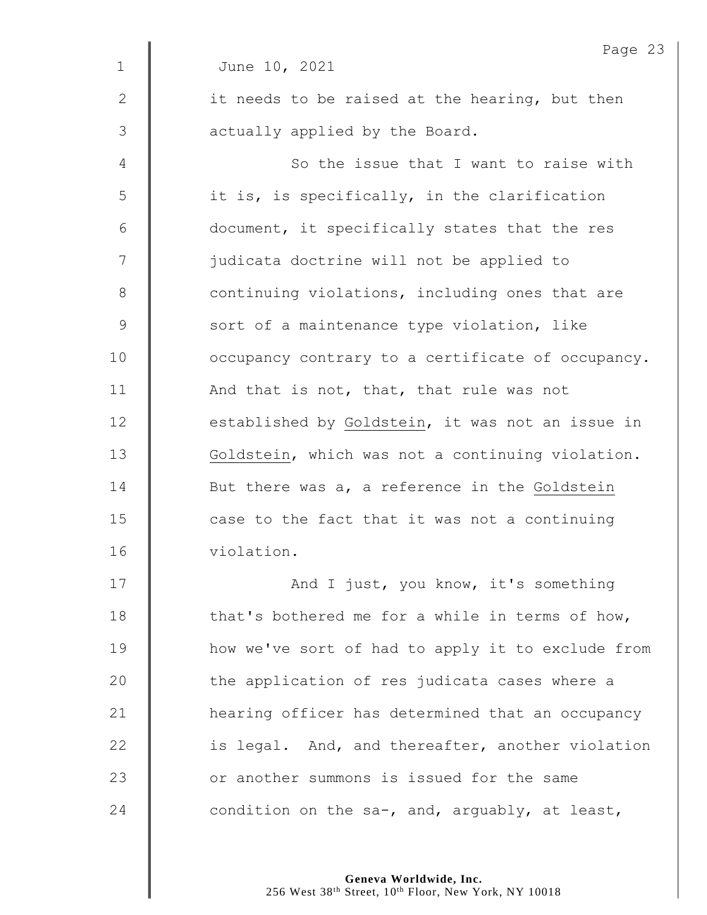June 10, 2021

it needs to be raised at the hearing, but then actually applied by the Board.

So the issue that I want to raise with it is, is specifically, in the clarification document, it specifically states that the res judicata doctrine will not be applied to continuing violations, including ones that are sort of a maintenance type violation, like occupancy contrary to a certificate of occupancy. And that is not, that, that rule was not established by _Goldstein_, it was not an issue in _Goldstein_, which was not a continuing violation. But there was a, a reference in the _Goldstein_ case to the fact that it was not a continuing violation.

And I just, you know, it's something that's bothered me for a while in terms of how, how we've sort of had to apply it to exclude from the application of res judicata cases where a hearing officer has determined that an occupancy is legal. And, and thereafter, another violation or another summons is issued for the same condition on the sa-, and, arguably, at least,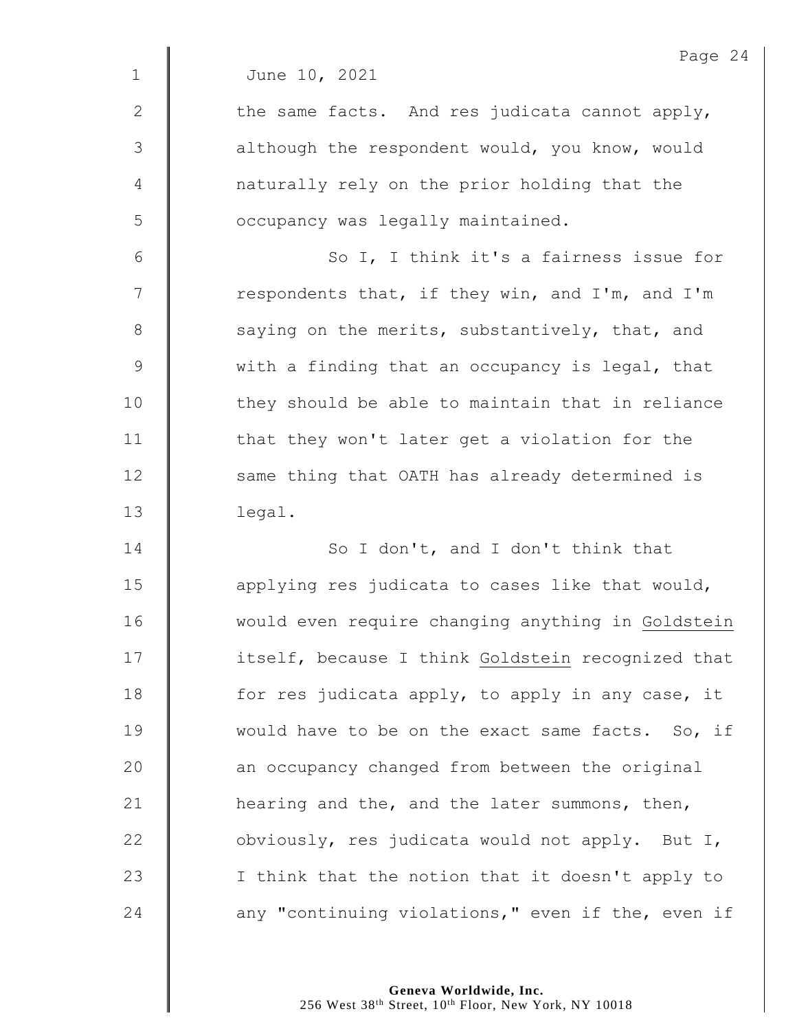June 10, 2021

the same facts. And res judicata cannot apply, although the respondent would, you know, would naturally rely on the prior holding that the occupancy was legally maintained.

So I, I think it's a fairness issue for respondents that, if they win, and I'm, and I'm saying on the merits, substantively, that, and with a finding that an occupancy is legal, that they should be able to maintain that in reliance that they won't later get a violation for the same thing that OATH has already determined is legal.

So I don't, and I don't think that applying res judicata to cases like that would, would even require changing anything in Goldstein itself, because I think Goldstein recognized that for res judicata apply, to apply in any case, it would have to be on the exact same facts. So, if an occupancy changed from between the original hearing and the, and the later summons, then, obviously, res judicata would not apply. But I, I think that the notion that it doesn't apply to any "continuing violations," even if the, even if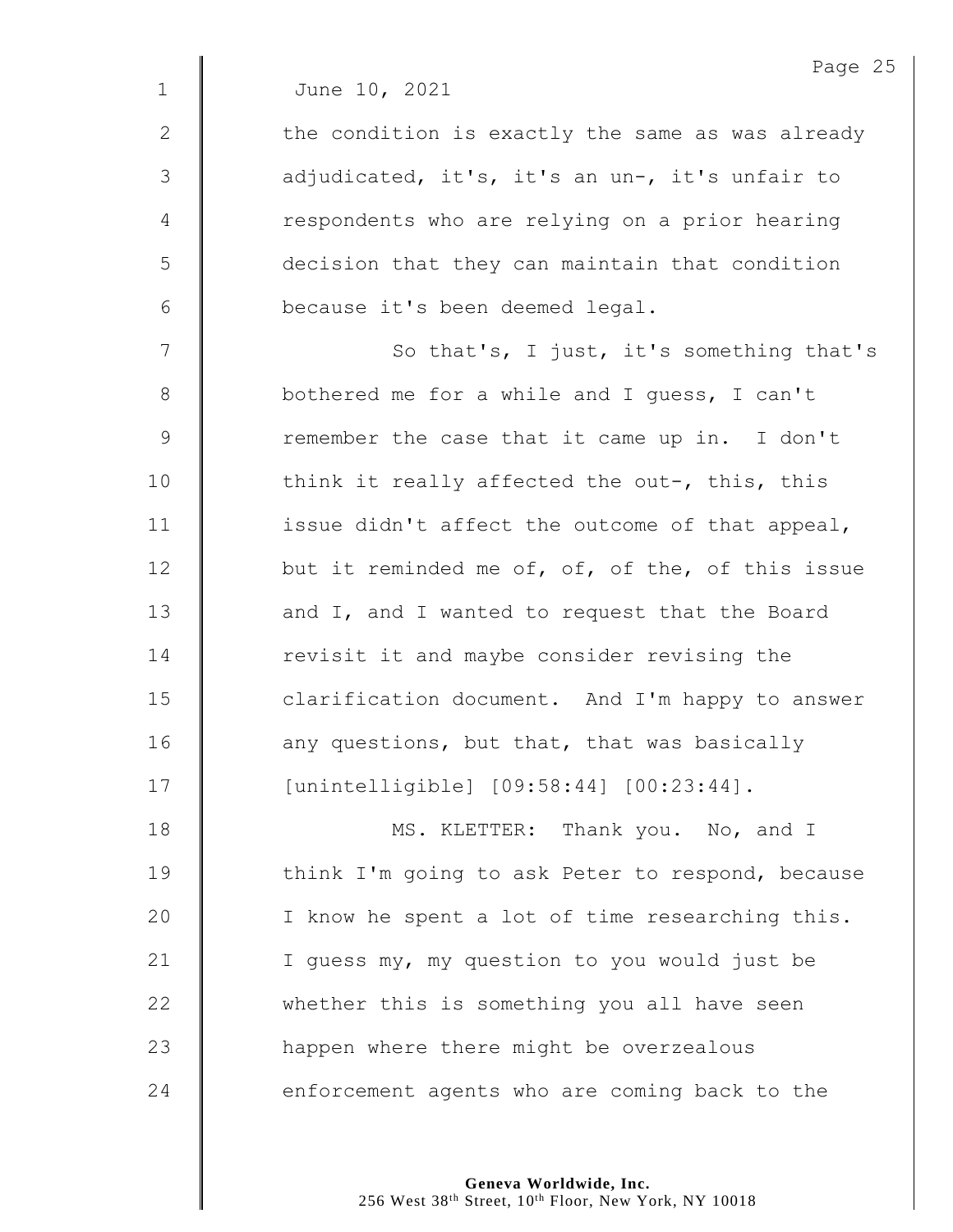June 10, 2021

the condition is exactly the same as was already adjudicated, it's, it's an un-, it's unfair to respondents who are relying on a prior hearing decision that they can maintain that condition because it's been deemed legal.

So that's, I just, it's something that's bothered me for a while and I guess, I can't remember the case that it came up in. I don't think it really affected the out-, this, this issue didn't affect the outcome of that appeal, but it reminded me of, of, of the, of this issue and I, and I wanted to request that the Board revisit it and maybe consider revising the clarification document. And I'm happy to answer any questions, but that, that was basically [unintelligible] [09:58:44] [00:23:44].

MS. KLETTER: Thank you. No, and I think I'm going to ask Peter to respond, because I know he spent a lot of time researching this. I guess my, my question to you would just be whether this is something you all have seen happen where there might be overzealous enforcement agents who are coming back to the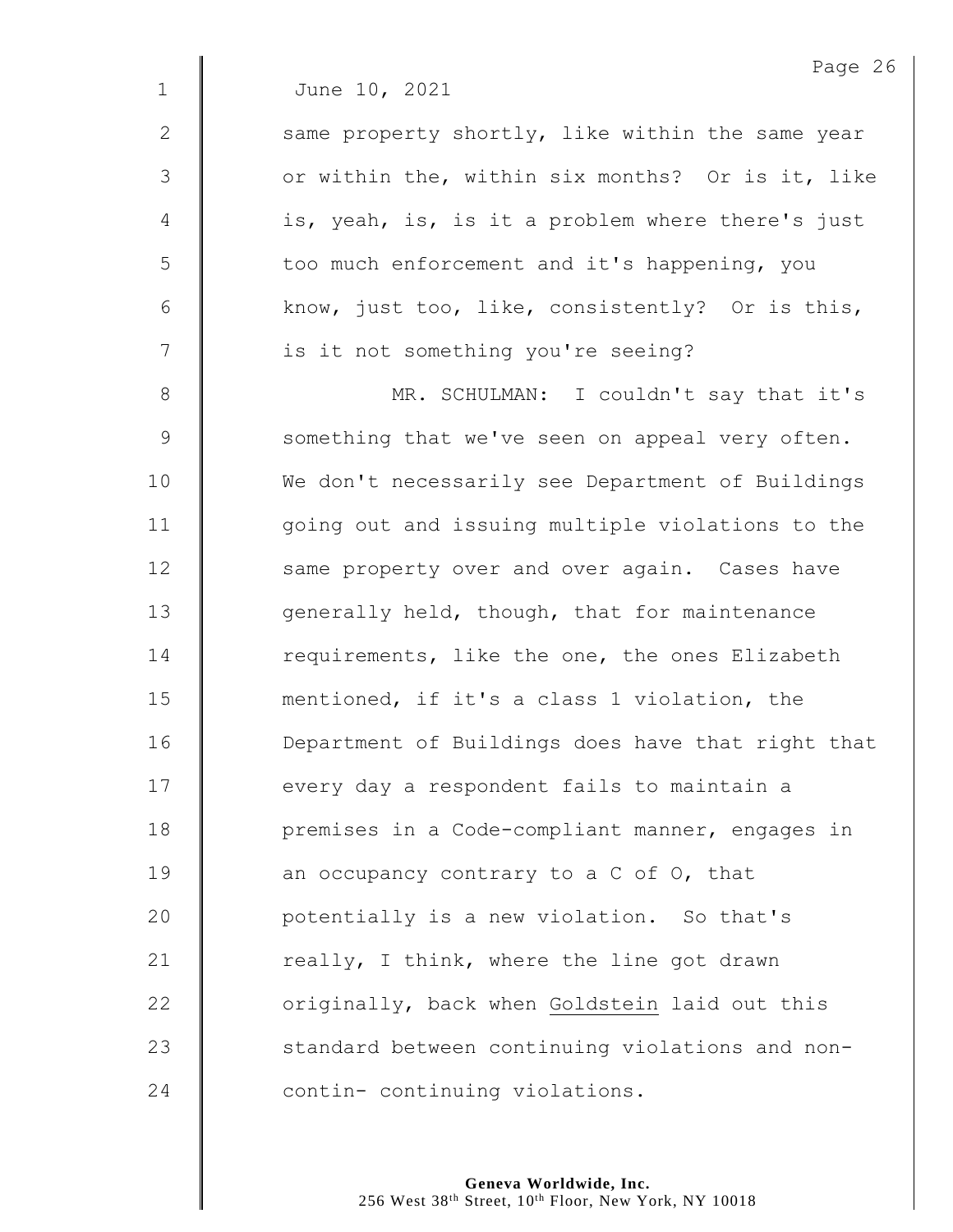June 10, 2021

same property shortly, like within the same year or within the, within six months? Or is it, like is, yeah, is, is it a problem where there's just too much enforcement and it's happening, you know, just too, like, consistently? Or is this, is it not something you're seeing?

MR. SCHULMAN: I couldn't say that it's something that we've seen on appeal very often. We don't necessarily see Department of Buildings going out and issuing multiple violations to the same property over and over again. Cases have generally held, though, that for maintenance requirements, like the one, the ones Elizabeth mentioned, if it's a class 1 violation, the Department of Buildings does have that right that every day a respondent fails to maintain a premises in a Code-compliant manner, engages in an occupancy contrary to a C of O, that potentially is a new violation. So that's really, I think, where the line got drawn originally, back when Goldstein laid out this standard between continuing violations and non-contin- continuing violations.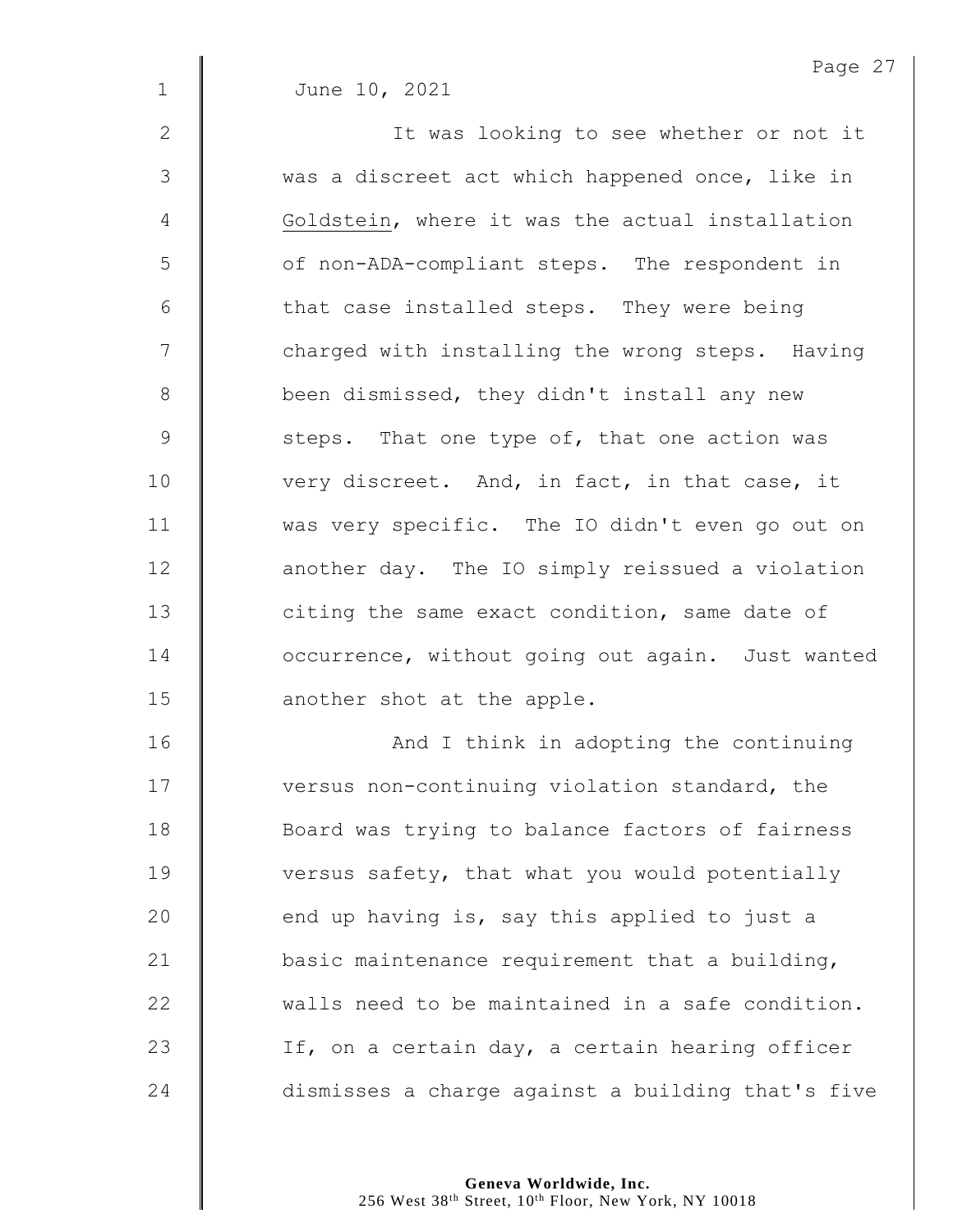June 10, 2021

It was looking to see whether or not it was a discreet act which happened once, like in Goldstein, where it was the actual installation of non-ADA-compliant steps. The respondent in that case installed steps. They were being charged with installing the wrong steps. Having been dismissed, they didn't install any new steps. That one type of, that one action was very discreet. And, in fact, in that case, it was very specific. The IO didn't even go out on another day. The IO simply reissued a violation citing the same exact condition, same date of occurrence, without going out again. Just wanted another shot at the apple.

And I think in adopting the continuing versus non-continuing violation standard, the Board was trying to balance factors of fairness versus safety, that what you would potentially end up having is, say this applied to just a basic maintenance requirement that a building, walls need to be maintained in a safe condition. If, on a certain day, a certain hearing officer dismisses a charge against a building that's five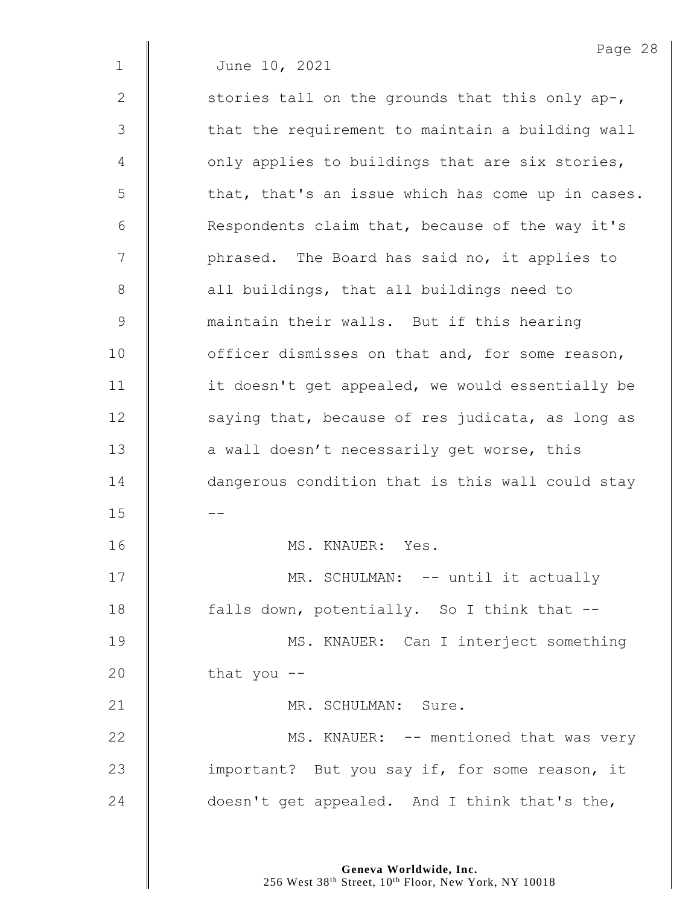June 10, 2021

stories tall on the grounds that this only ap-, that the requirement to maintain a building wall only applies to buildings that are six stories, that, that's an issue which has come up in cases. Respondents claim that, because of the way it's phrased. The Board has said no, it applies to all buildings, that all buildings need to maintain their walls. But if this hearing officer dismisses on that and, for some reason, it doesn't get appealed, we would essentially be saying that, because of res judicata, as long as a wall doesn't necessarily get worse, this dangerous condition that is this wall could stay --

MS. KNAUER: Yes.

MR. SCHULMAN: -- until it actually falls down, potentially. So I think that --

MS. KNAUER: Can I interject something that you --

MR. SCHULMAN: Sure.

MS. KNAUER: -- mentioned that was very important? But you say if, for some reason, it doesn't get appealed. And I think that's the,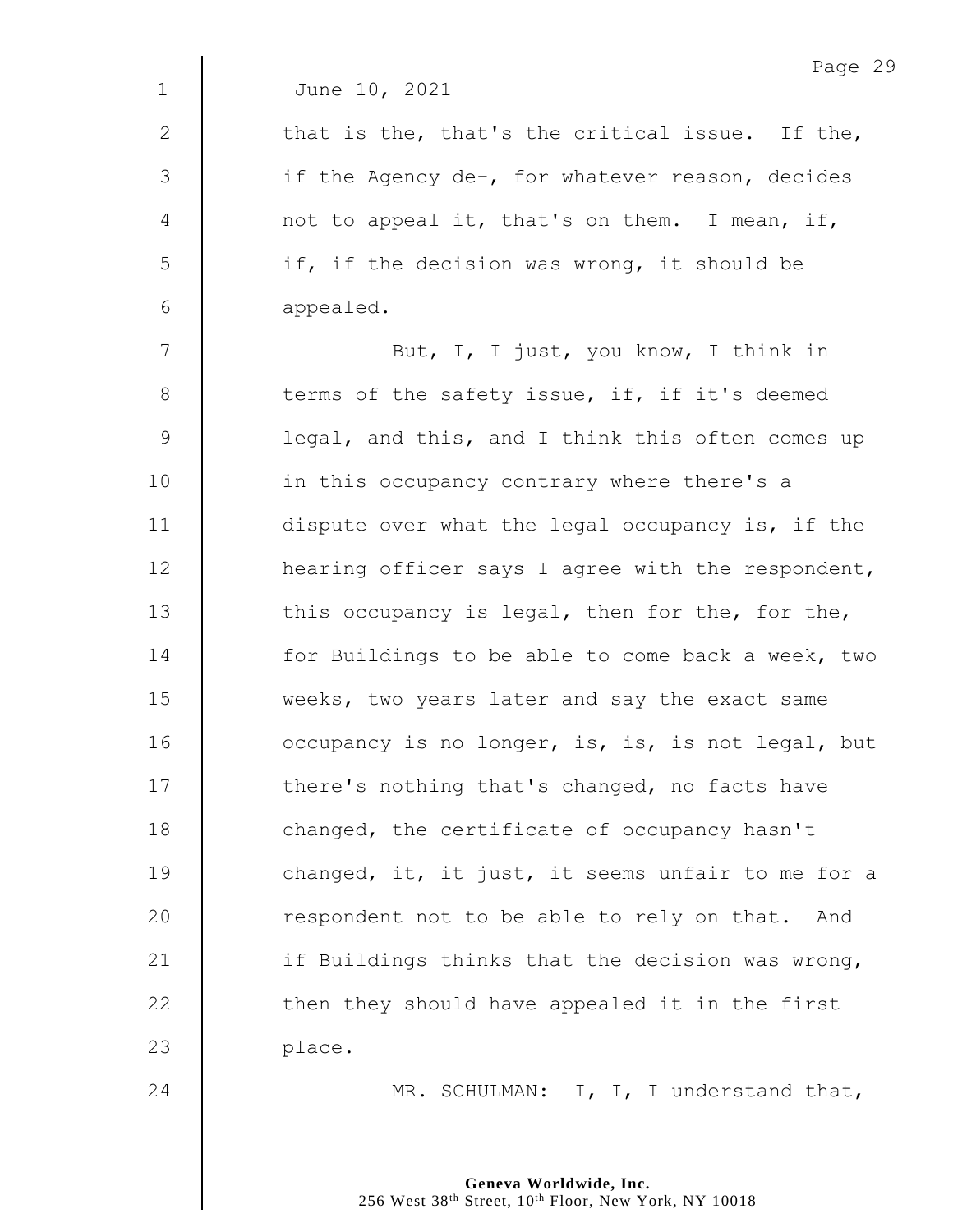June 10, 2021

that is the, that's the critical issue. If the, if the Agency de-, for whatever reason, decides not to appeal it, that's on them. I mean, if, if, if the decision was wrong, it should be appealed.

But, I, I just, you know, I think in terms of the safety issue, if, if it's deemed legal, and this, and I think this often comes up in this occupancy contrary where there's a dispute over what the legal occupancy is, if the hearing officer says I agree with the respondent, this occupancy is legal, then for the, for the, for Buildings to be able to come back a week, two weeks, two years later and say the exact same occupancy is no longer, is, is, is not legal, but there's nothing that's changed, no facts have changed, the certificate of occupancy hasn't changed, it, it just, it seems unfair to me for a respondent not to be able to rely on that. And if Buildings thinks that the decision was wrong, then they should have appealed it in the first place.

MR. SCHULMAN: I, I, I understand that,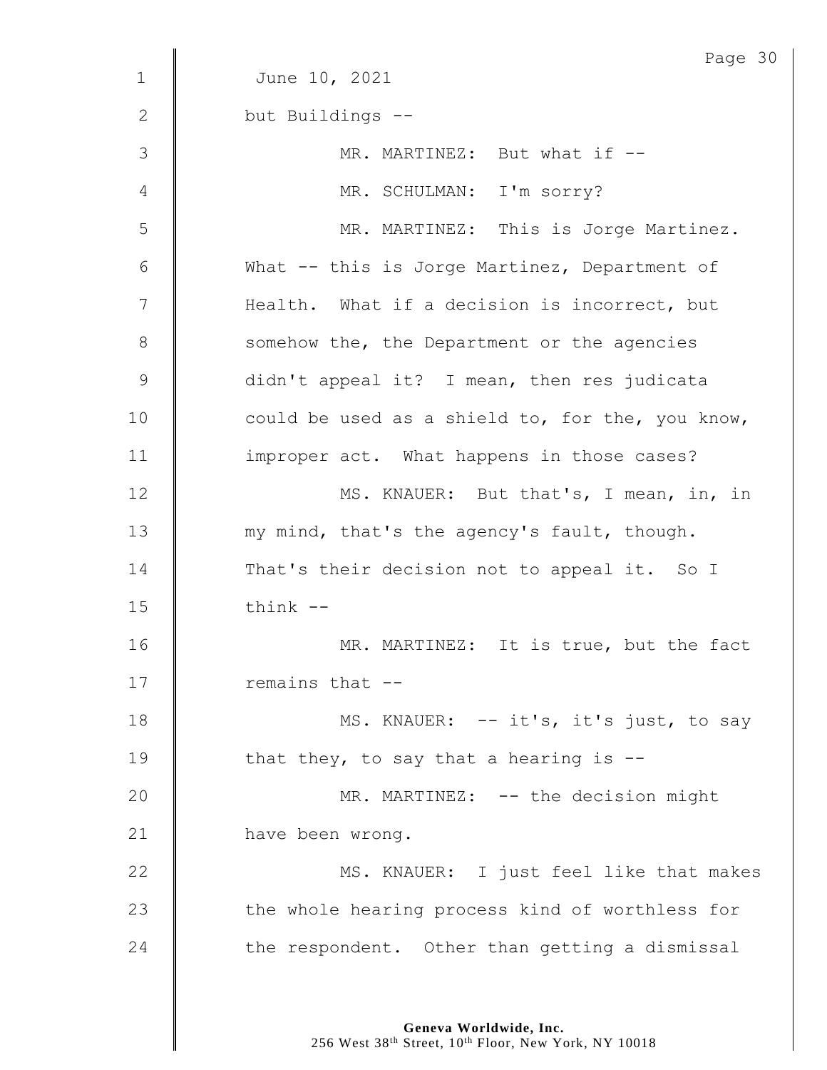June 10, 2021

but Buildings --

MR. MARTINEZ: But what if --

MR. SCHULMAN: I'm sorry?

MR. MARTINEZ: This is Jorge Martinez. What -- this is Jorge Martinez, Department of Health. What if a decision is incorrect, but somehow the, the Department or the agencies didn't appeal it? I mean, then res judicata could be used as a shield to, for the, you know, improper act. What happens in those cases?

MS. KNAUER: But that's, I mean, in, in my mind, that's the agency's fault, though. That's their decision not to appeal it. So I think --

MR. MARTINEZ: It is true, but the fact remains that --

MS. KNAUER: -- it's, it's just, to say that they, to say that a hearing is --

MR. MARTINEZ: -- the decision might have been wrong.

MS. KNAUER: I just feel like that makes the whole hearing process kind of worthless for the respondent. Other than getting a dismissal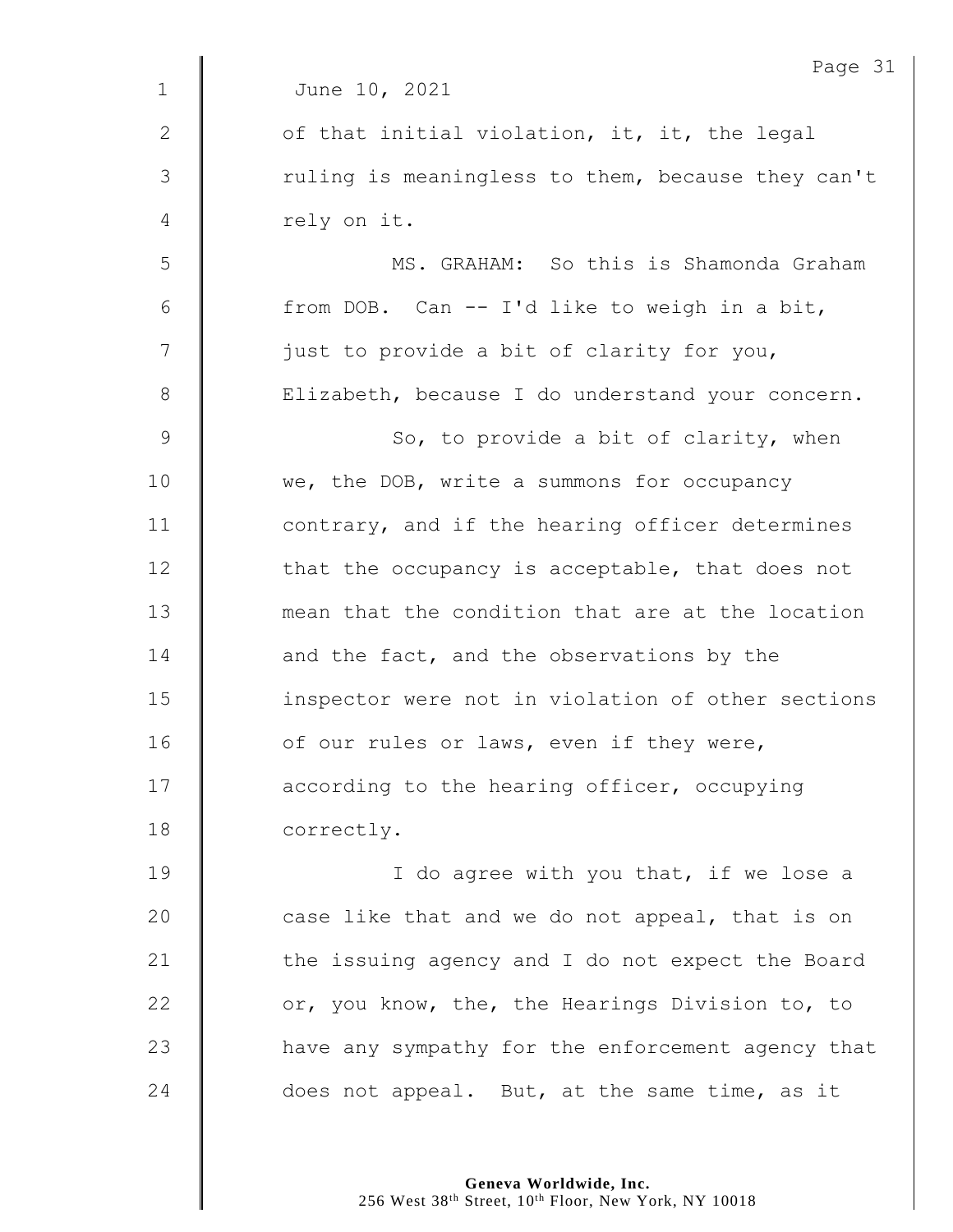June 10, 2021

of that initial violation, it, it, the legal ruling is meaningless to them, because they can't rely on it.

MS. GRAHAM: So this is Shamonda Graham from DOB. Can -- I'd like to weigh in a bit, just to provide a bit of clarity for you, Elizabeth, because I do understand your concern.

So, to provide a bit of clarity, when we, the DOB, write a summons for occupancy contrary, and if the hearing officer determines that the occupancy is acceptable, that does not mean that the condition that are at the location and the fact, and the observations by the inspector were not in violation of other sections of our rules or laws, even if they were, according to the hearing officer, occupying correctly.

I do agree with you that, if we lose a case like that and we do not appeal, that is on the issuing agency and I do not expect the Board or, you know, the, the Hearings Division to, to have any sympathy for the enforcement agency that does not appeal. But, at the same time, as it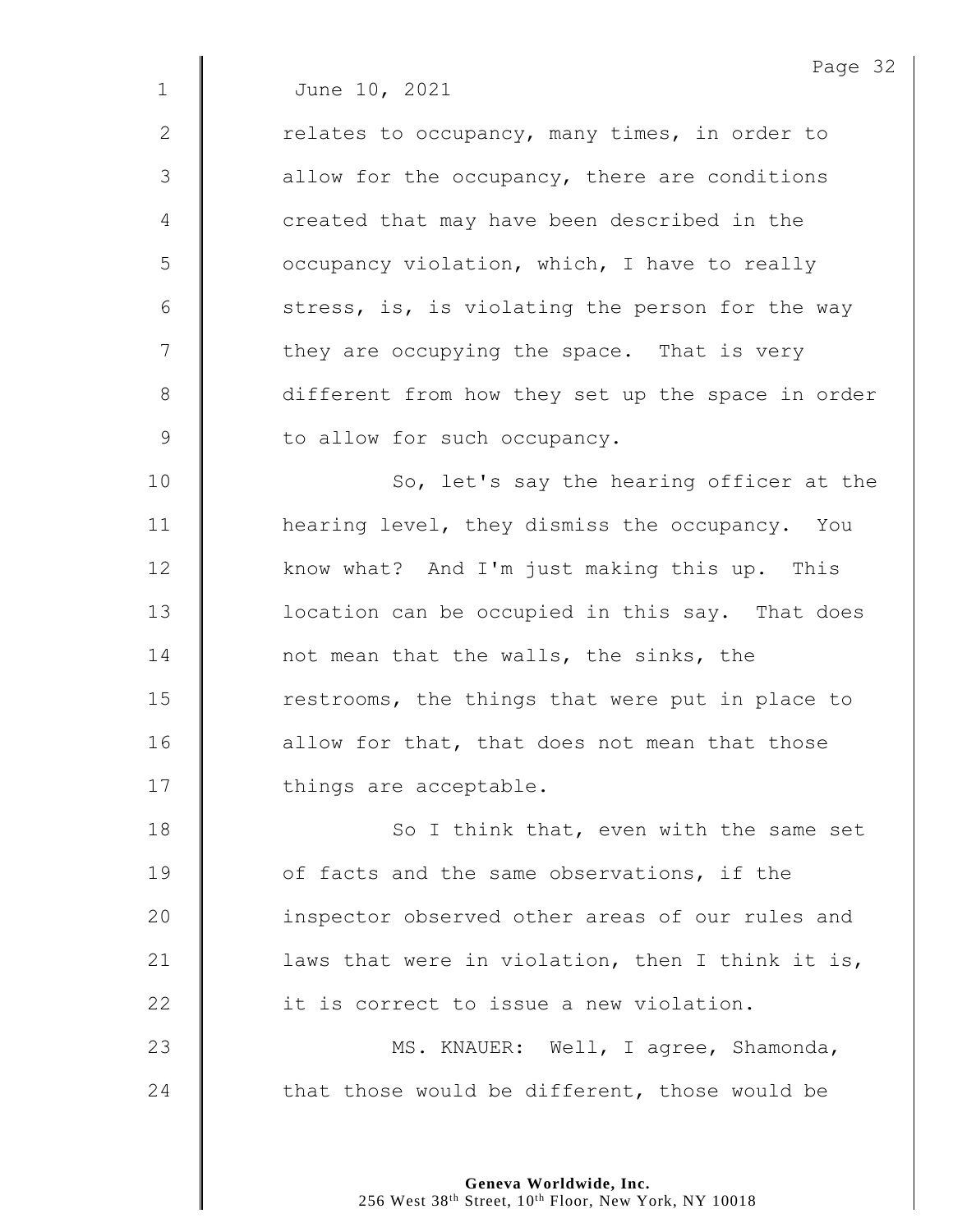June 10, 2021

relates to occupancy, many times, in order to allow for the occupancy, there are conditions created that may have been described in the occupancy violation, which, I have to really stress, is, is violating the person for the way they are occupying the space. That is very different from how they set up the space in order to allow for such occupancy.

So, let's say the hearing officer at the hearing level, they dismiss the occupancy. You know what? And I'm just making this up. This location can be occupied in this say. That does not mean that the walls, the sinks, the restrooms, the things that were put in place to allow for that, that does not mean that those things are acceptable.

So I think that, even with the same set of facts and the same observations, if the inspector observed other areas of our rules and laws that were in violation, then I think it is, it is correct to issue a new violation.

MS. KNAUER: Well, I agree, Shamonda, that those would be different, those would be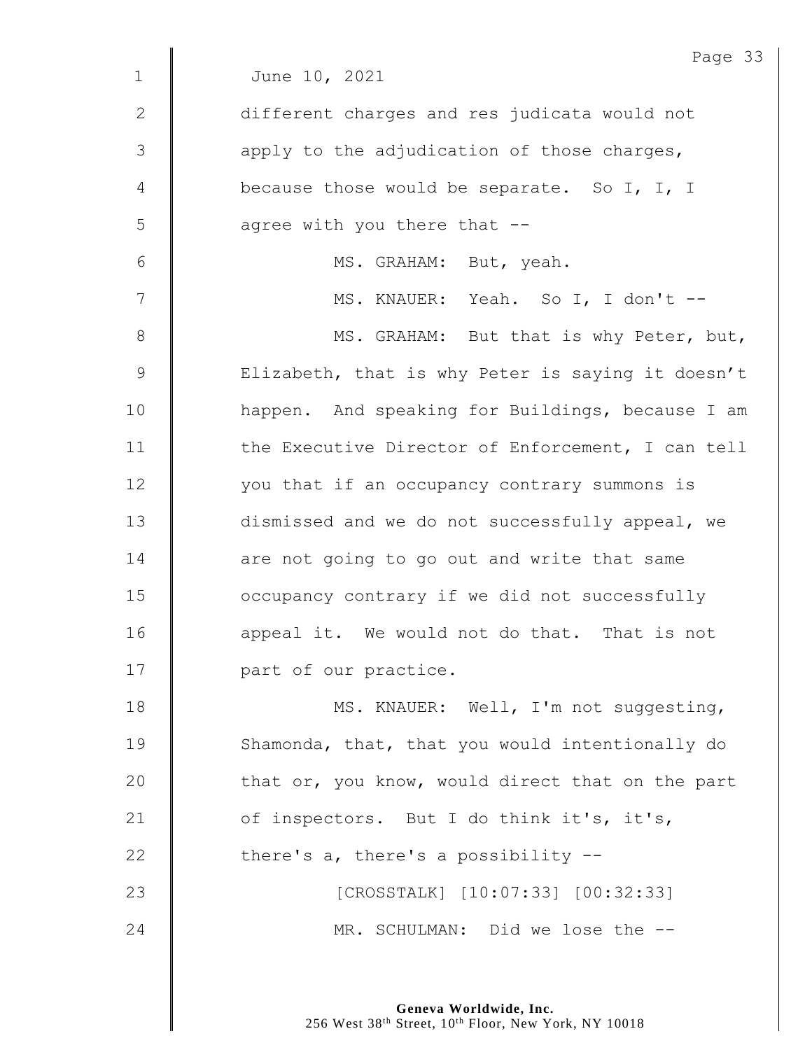June 10, 2021

different charges and res judicata would not apply to the adjudication of those charges, because those would be separate. So I, I, I agree with you there that --

MS. GRAHAM: But, yeah.

MS. KNAUER: Yeah. So I, I don't --

MS. GRAHAM: But that is why Peter, but, Elizabeth, that is why Peter is saying it doesn't happen. And speaking for Buildings, because I am the Executive Director of Enforcement, I can tell you that if an occupancy contrary summons is dismissed and we do not successfully appeal, we are not going to go out and write that same occupancy contrary if we did not successfully appeal it. We would not do that. That is not part of our practice.

MS. KNAUER: Well, I'm not suggesting, Shamonda, that, that you would intentionally do that or, you know, would direct that on the part of inspectors. But I do think it's, it's, there's a, there's a possibility --

[CROSSTALK] [10:07:33] [00:32:33]

MR. SCHULMAN: Did we lose the --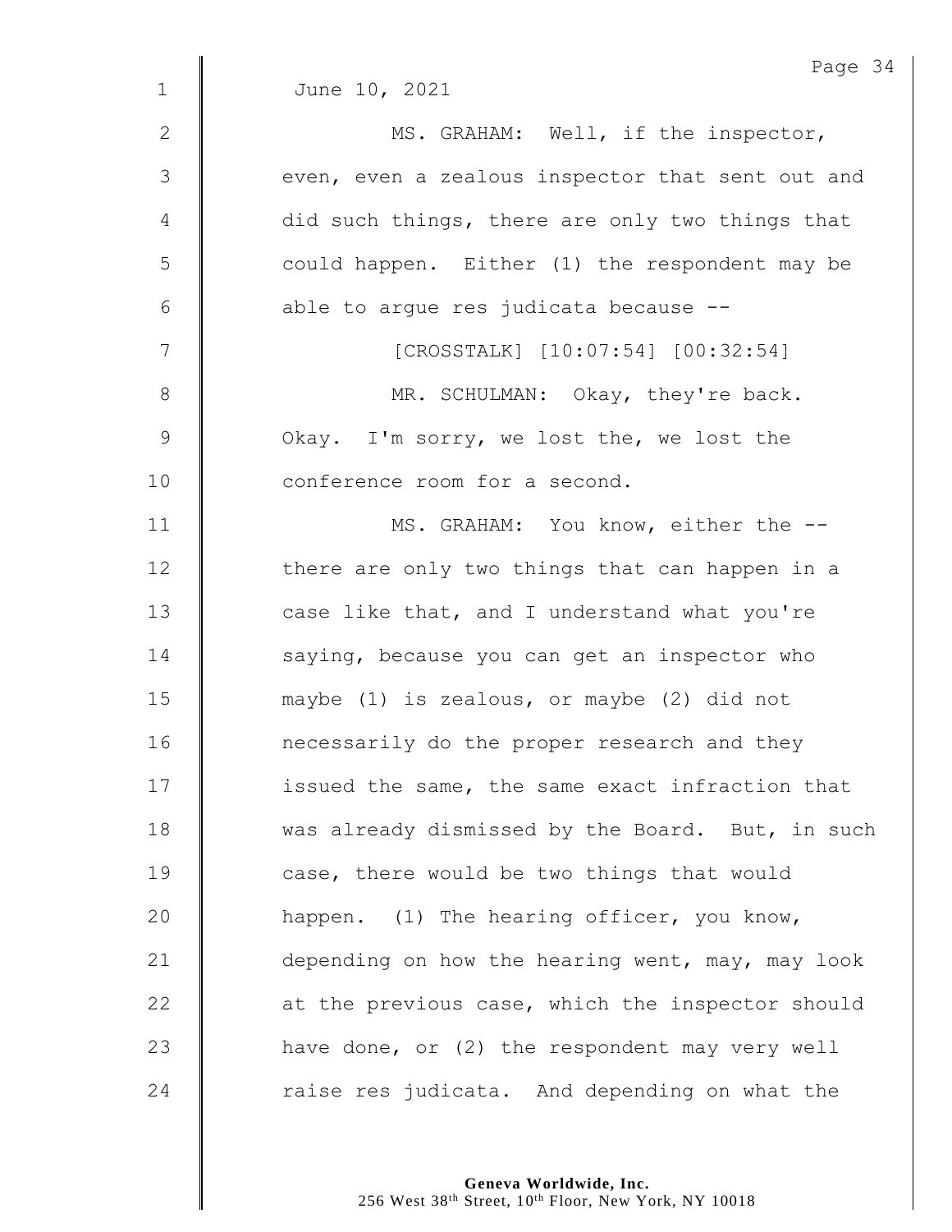June 10, 2021

MS. GRAHAM: Well, if the inspector, even, even a zealous inspector that sent out and did such things, there are only two things that could happen. Either (1) the respondent may be able to argue res judicata because --

[CROSSTALK] [10:07:54] [00:32:54]

MR. SCHULMAN: Okay, they're back. Okay. I'm sorry, we lost the, we lost the conference room for a second.

MS. GRAHAM: You know, either the -- there are only two things that can happen in a case like that, and I understand what you're saying, because you can get an inspector who maybe (1) is zealous, or maybe (2) did not necessarily do the proper research and they issued the same, the same exact infraction that was already dismissed by the Board. But, in such case, there would be two things that would happen. (1) The hearing officer, you know, depending on how the hearing went, may, may look at the previous case, which the inspector should have done, or (2) the respondent may very well raise res judicata. And depending on what the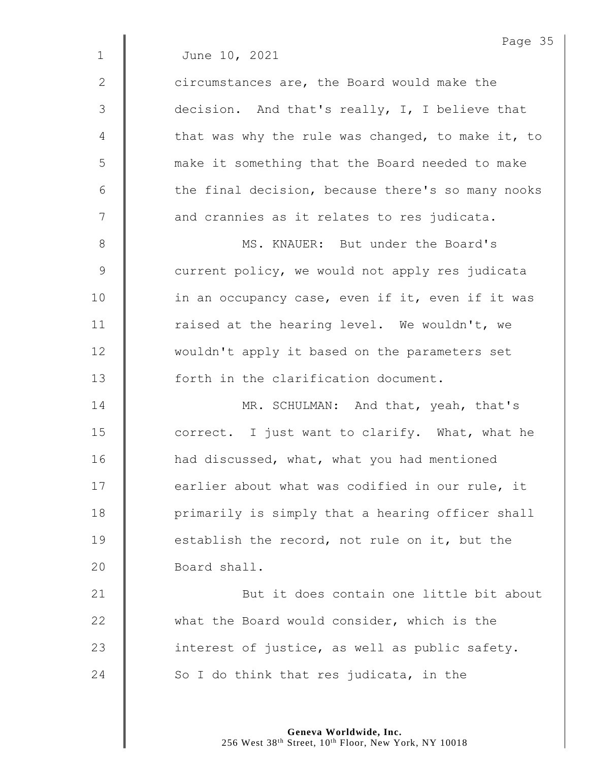June 10, 2021

circumstances are, the Board would make the decision. And that's really, I, I believe that that was why the rule was changed, to make it, to make it something that the Board needed to make the final decision, because there's so many nooks and crannies as it relates to res judicata.

MS. KNAUER: But under the Board's current policy, we would not apply res judicata in an occupancy case, even if it, even if it was raised at the hearing level. We wouldn't, we wouldn't apply it based on the parameters set forth in the clarification document.

MR. SCHULMAN: And that, yeah, that's correct. I just want to clarify. What, what he had discussed, what, what you had mentioned earlier about what was codified in our rule, it primarily is simply that a hearing officer shall establish the record, not rule on it, but the Board shall.

But it does contain one little bit about what the Board would consider, which is the interest of justice, as well as public safety. So I do think that res judicata, in the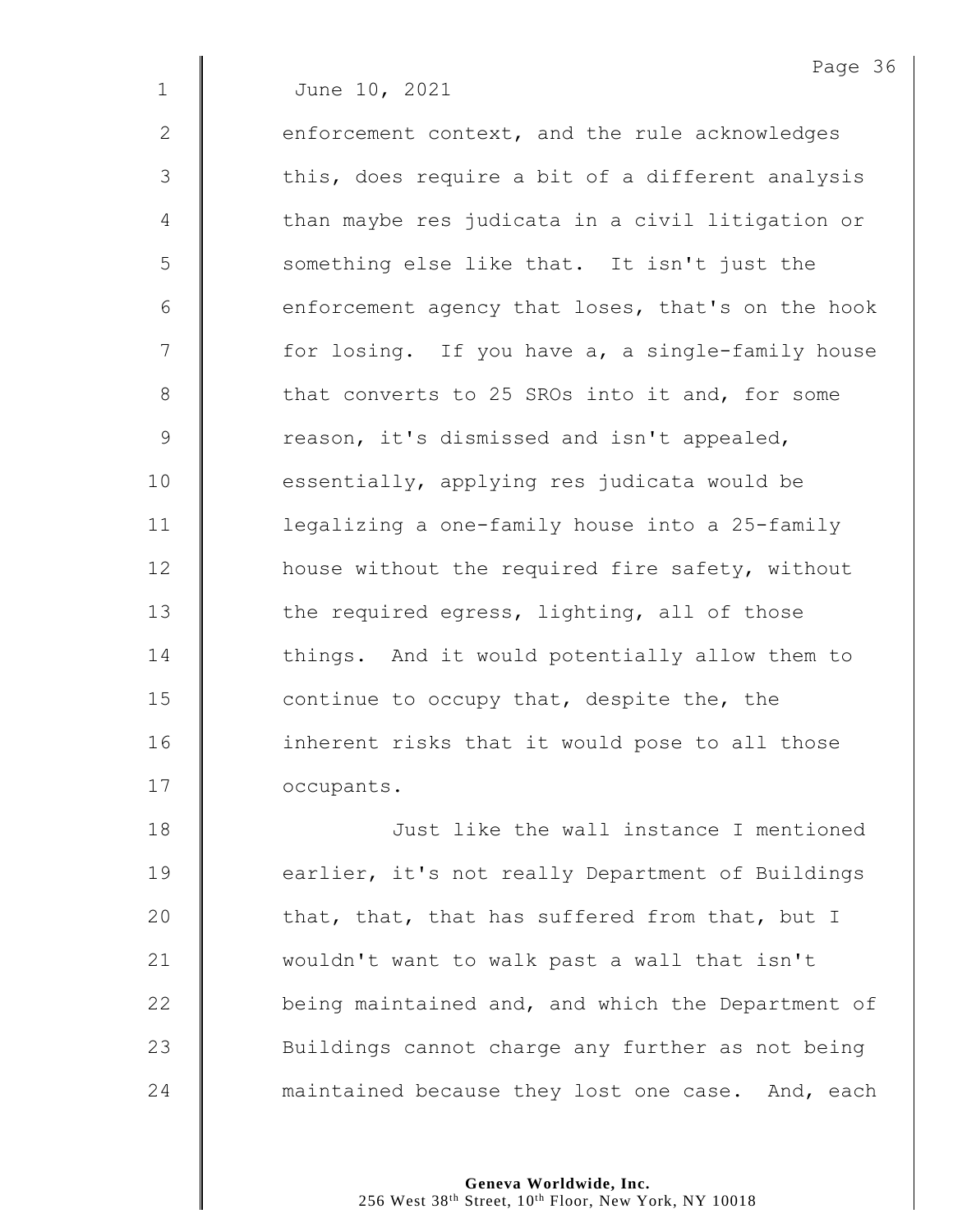June 10, 2021

enforcement context, and the rule acknowledges this, does require a bit of a different analysis than maybe res judicata in a civil litigation or something else like that. It isn't just the enforcement agency that loses, that's on the hook for losing. If you have a, a single-family house that converts to 25 SROs into it and, for some reason, it's dismissed and isn't appealed, essentially, applying res judicata would be legalizing a one-family house into a 25-family house without the required fire safety, without the required egress, lighting, all of those things. And it would potentially allow them to continue to occupy that, despite the, the inherent risks that it would pose to all those occupants.

Just like the wall instance I mentioned earlier, it's not really Department of Buildings that, that, that has suffered from that, but I wouldn't want to walk past a wall that isn't being maintained and, and which the Department of Buildings cannot charge any further as not being maintained because they lost one case. And, each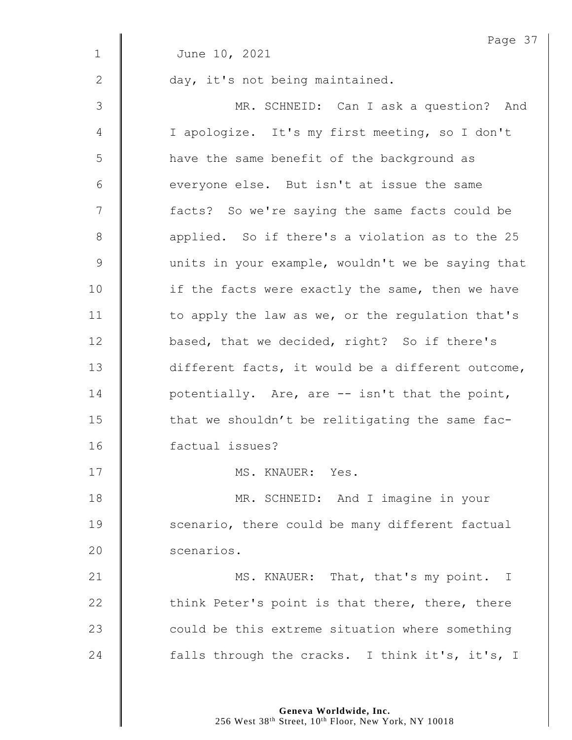June 10, 2021

day, it's not being maintained.

MR. SCHNEID: Can I ask a question? And I apologize. It's my first meeting, so I don't have the same benefit of the background as everyone else. But isn't at issue the same facts? So we're saying the same facts could be applied. So if there's a violation as to the 25 units in your example, wouldn't we be saying that if the facts were exactly the same, then we have to apply the law as we, or the regulation that's based, that we decided, right? So if there's different facts, it would be a different outcome, potentially. Are, are -- isn't that the point, that we shouldn't be relitigating the same fac- factual issues?

MS. KNAUER: Yes.

MR. SCHNEID: And I imagine in your scenario, there could be many different factual scenarios.

MS. KNAUER: That, that's my point. I think Peter's point is that there, there, there could be this extreme situation where something falls through the cracks. I think it's, it's, I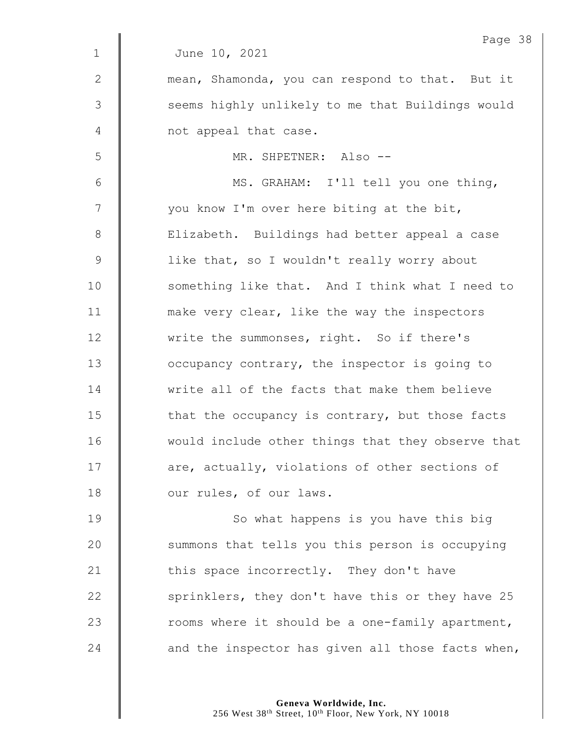June 10, 2021

mean, Shamonda, you can respond to that. But it seems highly unlikely to me that Buildings would not appeal that case.

MR. SHPETNER: Also --

MS. GRAHAM: I'll tell you one thing, you know I'm over here biting at the bit, Elizabeth. Buildings had better appeal a case like that, so I wouldn't really worry about something like that. And I think what I need to make very clear, like the way the inspectors write the summonses, right. So if there's occupancy contrary, the inspector is going to write all of the facts that make them believe that the occupancy is contrary, but those facts would include other things that they observe that are, actually, violations of other sections of our rules, of our laws.

So what happens is you have this big summons that tells you this person is occupying this space incorrectly. They don't have sprinklers, they don't have this or they have 25 rooms where it should be a one-family apartment, and the inspector has given all those facts when,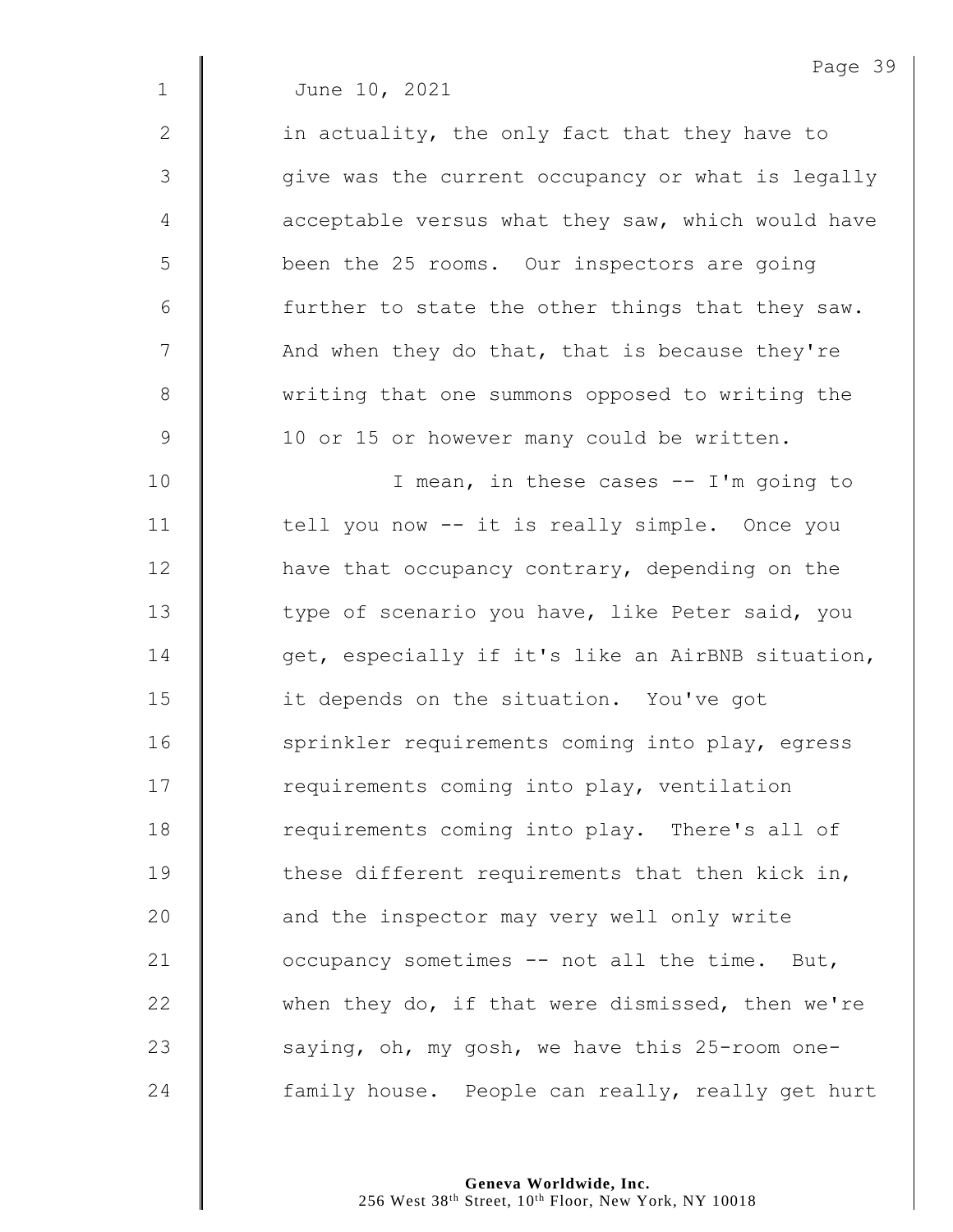June 10, 2021

in actuality, the only fact that they have to give was the current occupancy or what is legally acceptable versus what they saw, which would have been the 25 rooms. Our inspectors are going further to state the other things that they saw. And when they do that, that is because they're writing that one summons opposed to writing the 10 or 15 or however many could be written.

I mean, in these cases -- I'm going to tell you now -- it is really simple. Once you have that occupancy contrary, depending on the type of scenario you have, like Peter said, you get, especially if it's like an AirBNB situation, it depends on the situation. You've got sprinkler requirements coming into play, egress requirements coming into play, ventilation requirements coming into play. There's all of these different requirements that then kick in, and the inspector may very well only write occupancy sometimes -- not all the time. But, when they do, if that were dismissed, then we're saying, oh, my gosh, we have this 25-room one-family house. People can really, really get hurt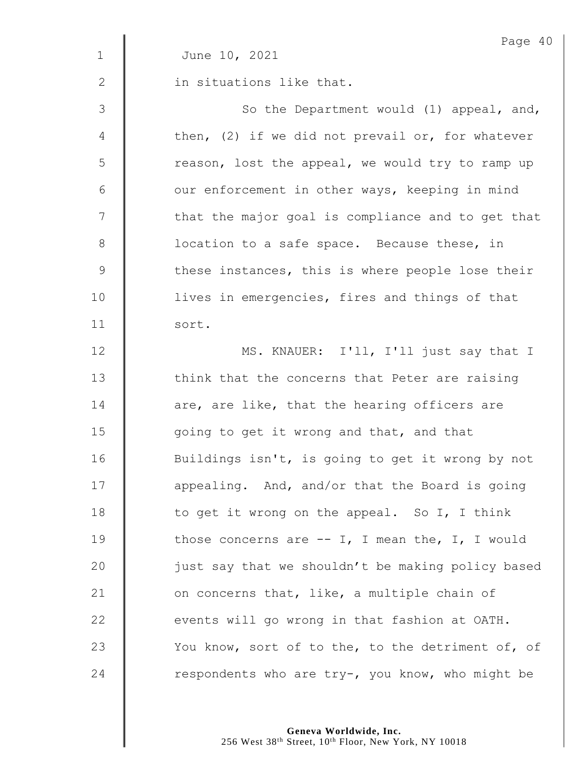June 10, 2021

in situations like that.

So the Department would (1) appeal, and, then, (2) if we did not prevail or, for whatever reason, lost the appeal, we would try to ramp up our enforcement in other ways, keeping in mind that the major goal is compliance and to get that location to a safe space. Because these, in these instances, this is where people lose their lives in emergencies, fires and things of that sort.

MS. KNAUER: I'll, I'll just say that I think that the concerns that Peter are raising are, are like, that the hearing officers are going to get it wrong and that, and that Buildings isn't, is going to get it wrong by not appealing. And, and/or that the Board is going to get it wrong on the appeal. So I, I think those concerns are -- I, I mean the, I, I would just say that we shouldn't be making policy based on concerns that, like, a multiple chain of events will go wrong in that fashion at OATH. You know, sort of to the, to the detriment of, of respondents who are try-, you know, who might be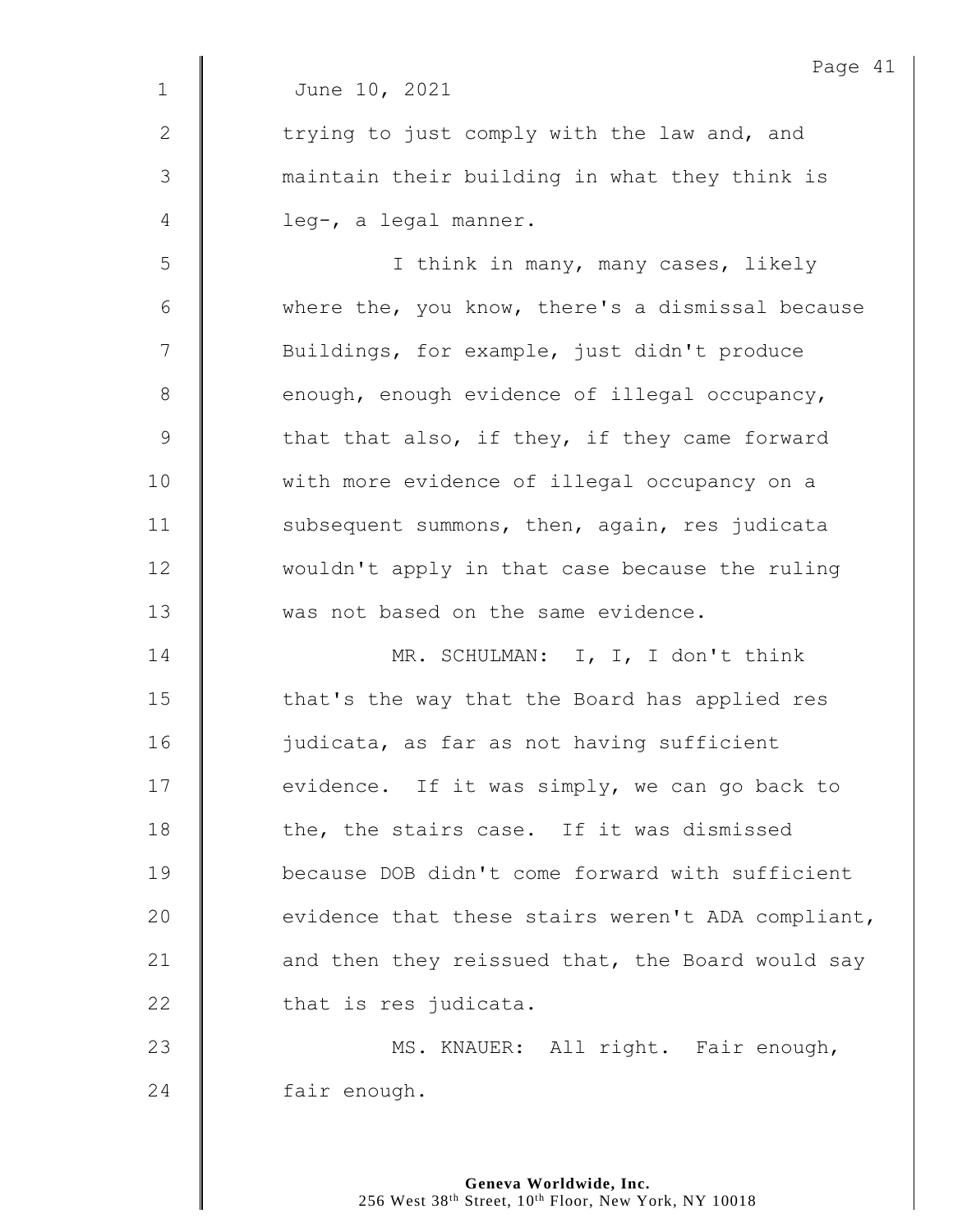June 10, 2021

trying to just comply with the law and, and maintain their building in what they think is leg-, a legal manner.

I think in many, many cases, likely where the, you know, there's a dismissal because Buildings, for example, just didn't produce enough, enough evidence of illegal occupancy, that that also, if they, if they came forward with more evidence of illegal occupancy on a subsequent summons, then, again, res judicata wouldn't apply in that case because the ruling was not based on the same evidence.

MR. SCHULMAN: I, I, I don't think that's the way that the Board has applied res judicata, as far as not having sufficient evidence. If it was simply, we can go back to the, the stairs case. If it was dismissed because DOB didn't come forward with sufficient evidence that these stairs weren't ADA compliant, and then they reissued that, the Board would say that is res judicata.

MS. KNAUER: All right. Fair enough, fair enough.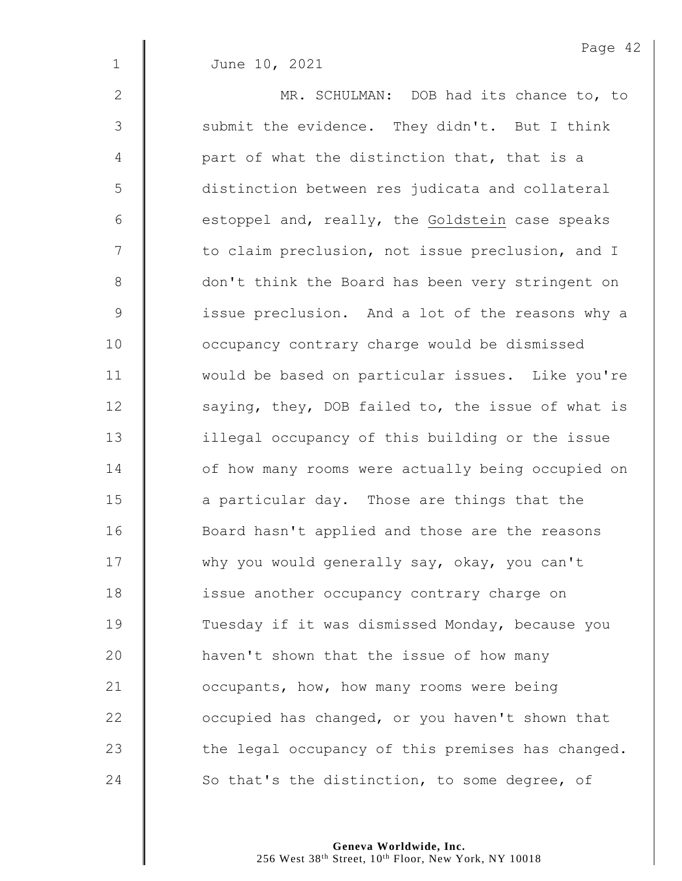June 10, 2021

MR. SCHULMAN: DOB had its chance to, to submit the evidence. They didn't. But I think part of what the distinction that, that is a distinction between res judicata and collateral estoppel and, really, the Goldstein case speaks to claim preclusion, not issue preclusion, and I don't think the Board has been very stringent on issue preclusion. And a lot of the reasons why a occupancy contrary charge would be dismissed would be based on particular issues. Like you're saying, they, DOB failed to, the issue of what is illegal occupancy of this building or the issue of how many rooms were actually being occupied on a particular day. Those are things that the Board hasn't applied and those are the reasons why you would generally say, okay, you can't issue another occupancy contrary charge on Tuesday if it was dismissed Monday, because you haven't shown that the issue of how many occupants, how, how many rooms were being occupied has changed, or you haven't shown that the legal occupancy of this premises has changed. So that's the distinction, to some degree, of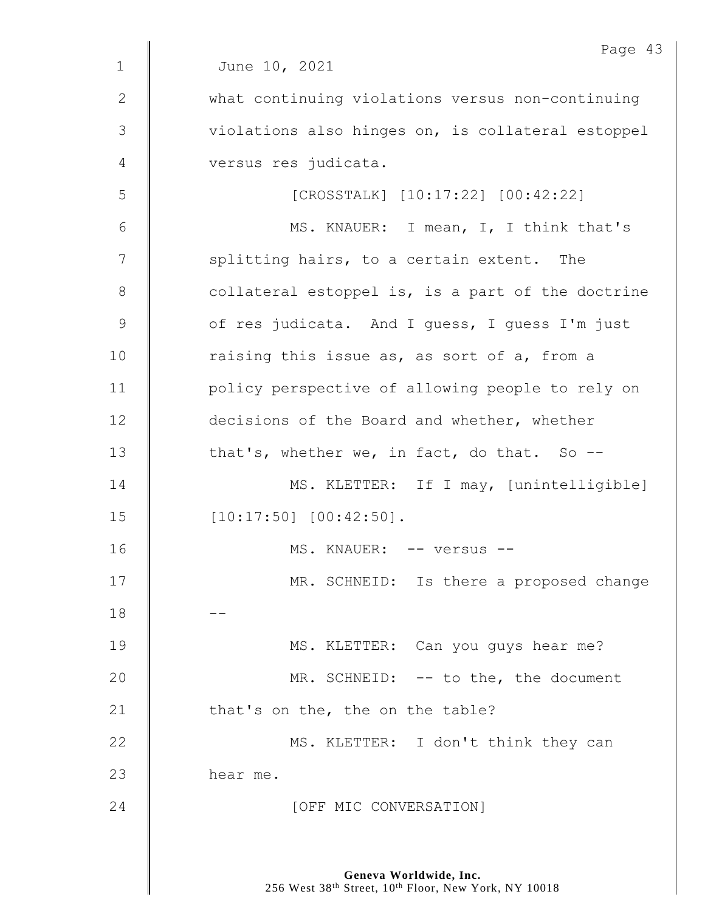June 10, 2021

what continuing violations versus non-continuing violations also hinges on, is collateral estoppel versus res judicata.

[CROSSTALK] [10:17:22] [00:42:22]

MS. KNAUER: I mean, I, I think that's splitting hairs, to a certain extent. The collateral estoppel is, is a part of the doctrine of res judicata. And I guess, I guess I'm just raising this issue as, as sort of a, from a policy perspective of allowing people to rely on decisions of the Board and whether, whether that's, whether we, in fact, do that. So --

MS. KLETTER: If I may, [unintelligible] [10:17:50] [00:42:50].

MS. KNAUER: -- versus --

MR. SCHNEID: Is there a proposed change --

MS. KLETTER: Can you guys hear me?

MR. SCHNEID: -- to the, the document that's on the, the on the table?

MS. KLETTER: I don't think they can hear me.

[OFF MIC CONVERSATION]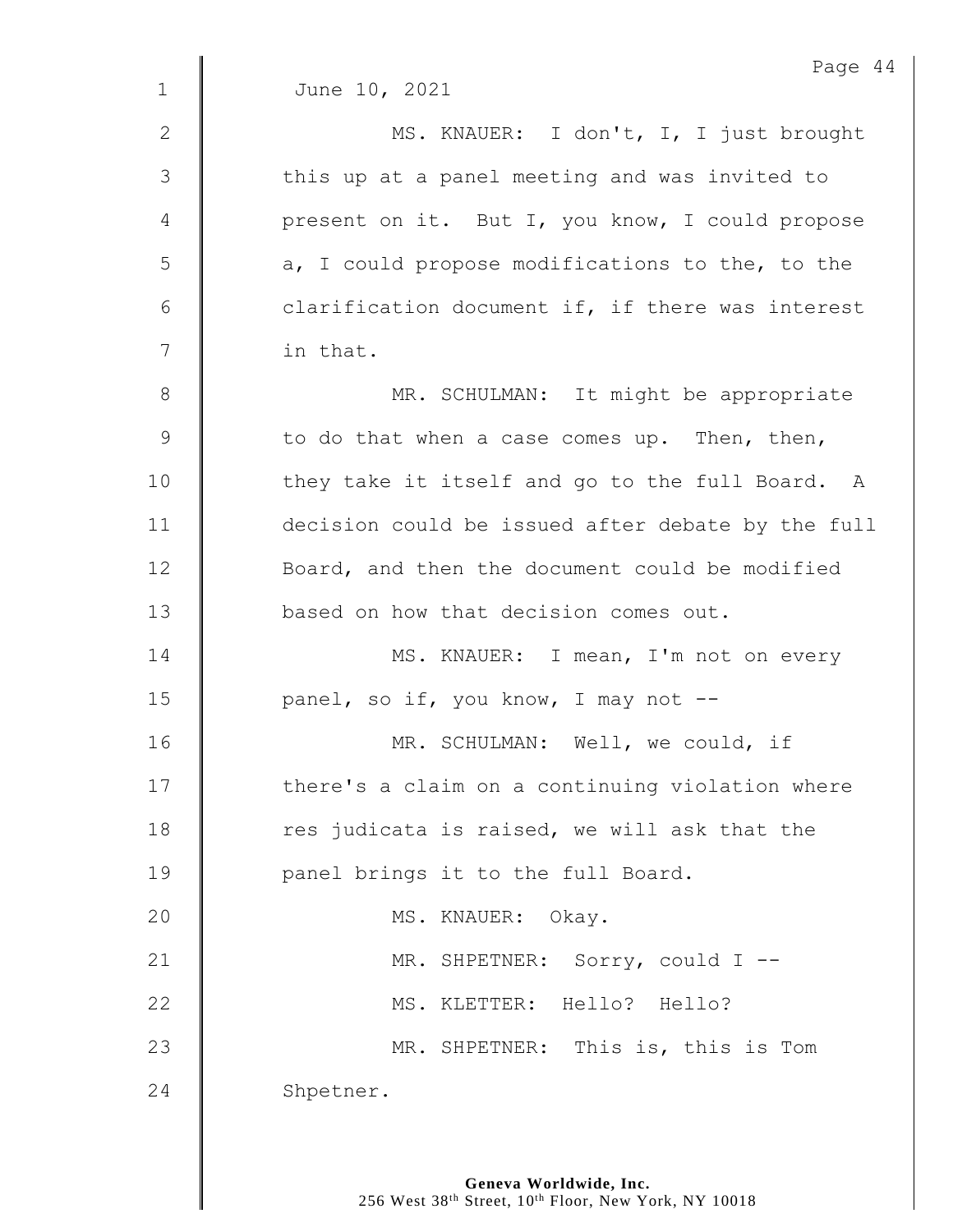June 10, 2021

MS. KNAUER: I don't, I, I just brought this up at a panel meeting and was invited to present on it. But I, you know, I could propose a, I could propose modifications to the, to the clarification document if, if there was interest in that.

MR. SCHULMAN: It might be appropriate to do that when a case comes up. Then, then, they take it itself and go to the full Board. A decision could be issued after debate by the full Board, and then the document could be modified based on how that decision comes out.

MS. KNAUER: I mean, I'm not on every panel, so if, you know, I may not --

MR. SCHULMAN: Well, we could, if there's a claim on a continuing violation where res judicata is raised, we will ask that the panel brings it to the full Board.

MS. KNAUER: Okay.

MR. SHPETNER: Sorry, could I --

MS. KLETTER: Hello? Hello?

MR. SHPETNER: This is, this is Tom Shpetner.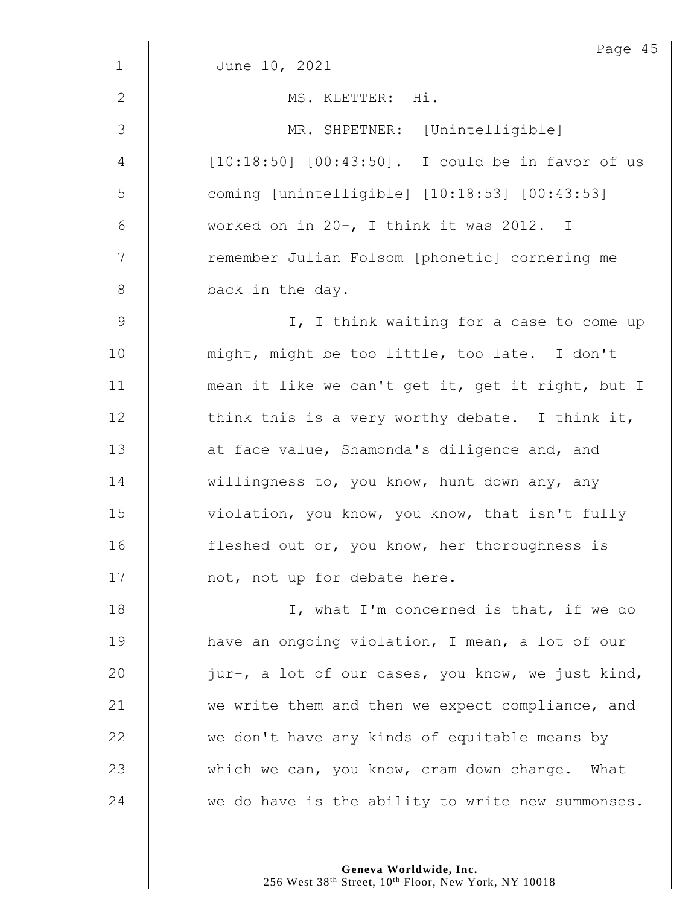June 10, 2021

MS. KLETTER: Hi.

MR. SHPETNER: [Unintelligible] [10:18:50] [00:43:50]. I could be in favor of us coming [unintelligible] [10:18:53] [00:43:53] worked on in 20-, I think it was 2012. I remember Julian Folsom [phonetic] cornering me back in the day.

I, I think waiting for a case to come up might, might be too little, too late. I don't mean it like we can't get it, get it right, but I think this is a very worthy debate. I think it, at face value, Shamonda's diligence and, and willingness to, you know, hunt down any, any violation, you know, you know, that isn't fully fleshed out or, you know, her thoroughness is not, not up for debate here.

I, what I'm concerned is that, if we do have an ongoing violation, I mean, a lot of our jur-, a lot of our cases, you know, we just kind, we write them and then we expect compliance, and we don't have any kinds of equitable means by which we can, you know, cram down change. What we do have is the ability to write new summonses.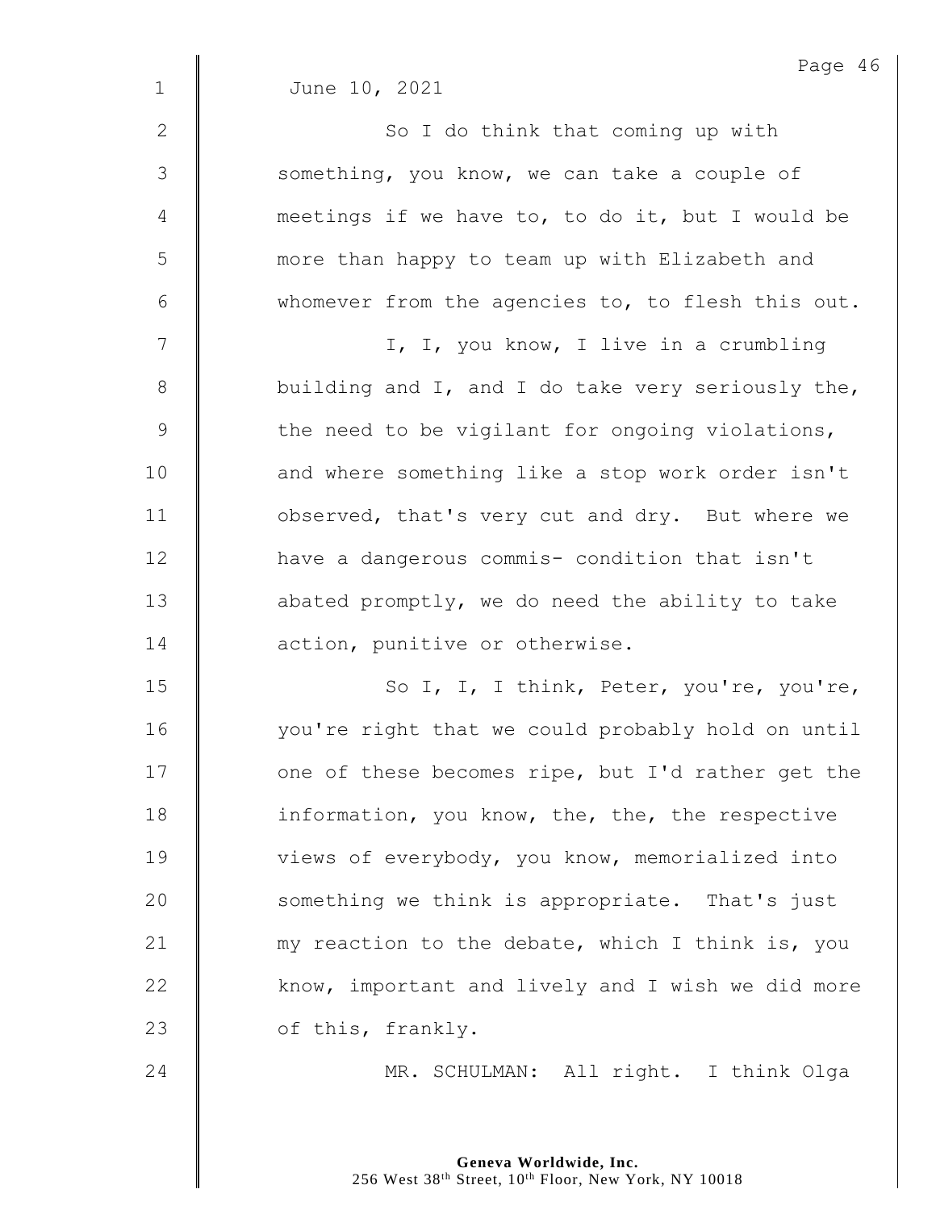June 10, 2021

So I do think that coming up with something, you know, we can take a couple of meetings if we have to, to do it, but I would be more than happy to team up with Elizabeth and whomever from the agencies to, to flesh this out.

I, I, you know, I live in a crumbling building and I, and I do take very seriously the, the need to be vigilant for ongoing violations, and where something like a stop work order isn't observed, that's very cut and dry. But where we have a dangerous commis- condition that isn't abated promptly, we do need the ability to take action, punitive or otherwise.

So I, I, I think, Peter, you're, you're, you're right that we could probably hold on until one of these becomes ripe, but I'd rather get the information, you know, the, the, the respective views of everybody, you know, memorialized into something we think is appropriate. That's just my reaction to the debate, which I think is, you know, important and lively and I wish we did more of this, frankly.

MR. SCHULMAN: All right. I think Olga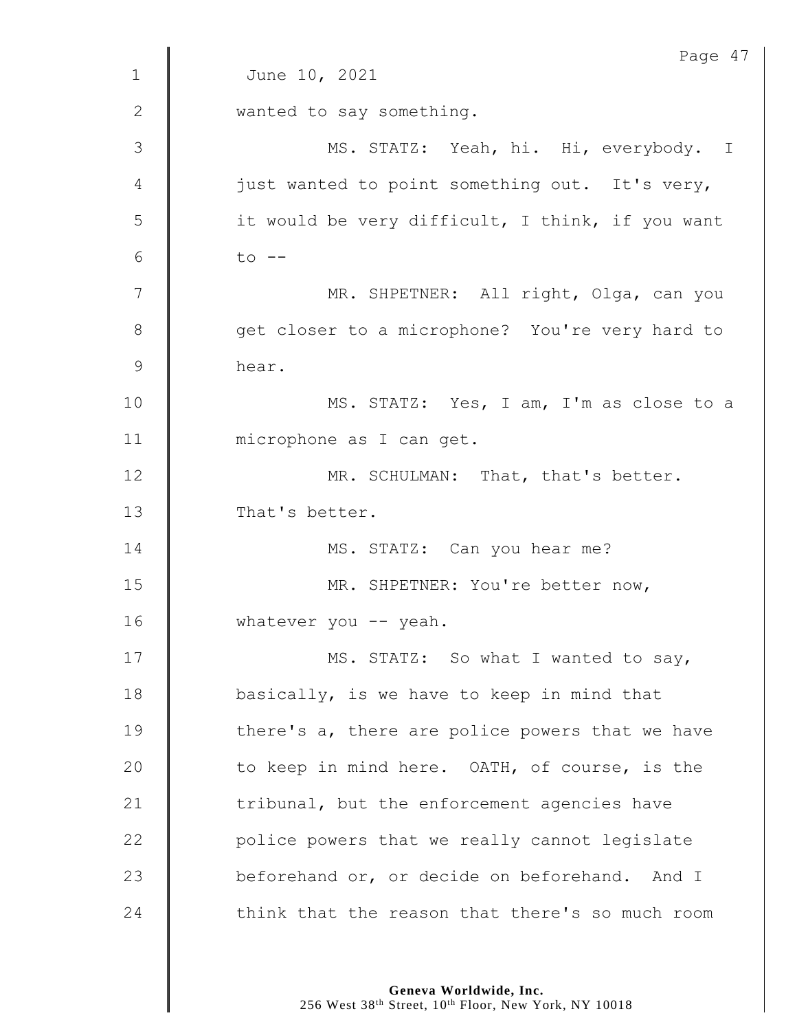June 10, 2021

wanted to say something.

MS. STATZ: Yeah, hi. Hi, everybody. I just wanted to point something out. It's very, it would be very difficult, I think, if you want to --

MR. SHPETNER: All right, Olga, can you get closer to a microphone? You're very hard to hear.

MS. STATZ: Yes, I am, I'm as close to a microphone as I can get.

MR. SCHULMAN: That, that's better. That's better.

MS. STATZ: Can you hear me?

MR. SHPETNER: You're better now, whatever you -- yeah.

MS. STATZ: So what I wanted to say, basically, is we have to keep in mind that there's a, there are police powers that we have to keep in mind here. OATH, of course, is the tribunal, but the enforcement agencies have police powers that we really cannot legislate beforehand or, or decide on beforehand. And I think that the reason that there's so much room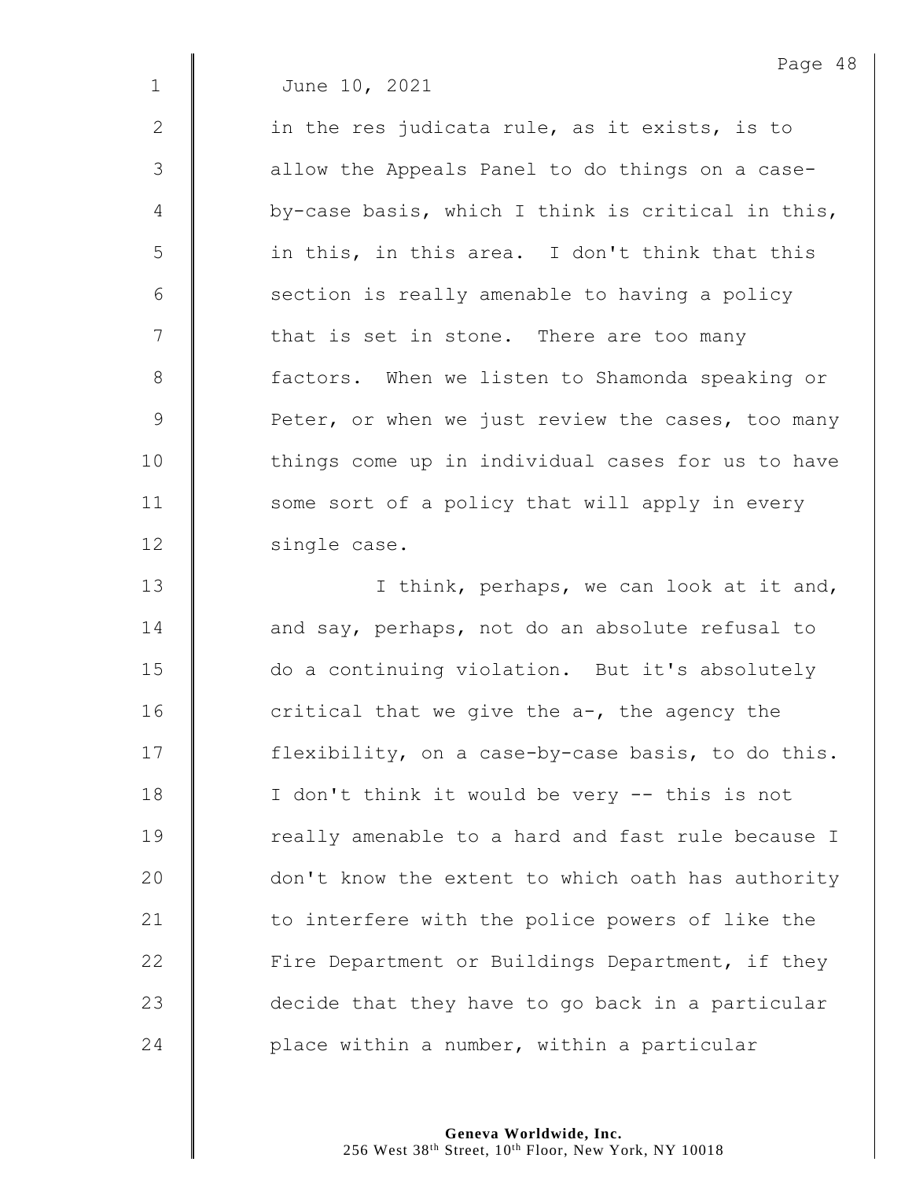June 10, 2021

in the res judicata rule, as it exists, is to allow the Appeals Panel to do things on a case-by-case basis, which I think is critical in this, in this, in this area. I don't think that this section is really amenable to having a policy that is set in stone. There are too many factors. When we listen to Shamonda speaking or Peter, or when we just review the cases, too many things come up in individual cases for us to have some sort of a policy that will apply in every single case.

I think, perhaps, we can look at it and, and say, perhaps, not do an absolute refusal to do a continuing violation. But it's absolutely critical that we give the a-, the agency the flexibility, on a case-by-case basis, to do this. I don't think it would be very -- this is not really amenable to a hard and fast rule because I don't know the extent to which oath has authority to interfere with the police powers of like the Fire Department or Buildings Department, if they decide that they have to go back in a particular place within a number, within a particular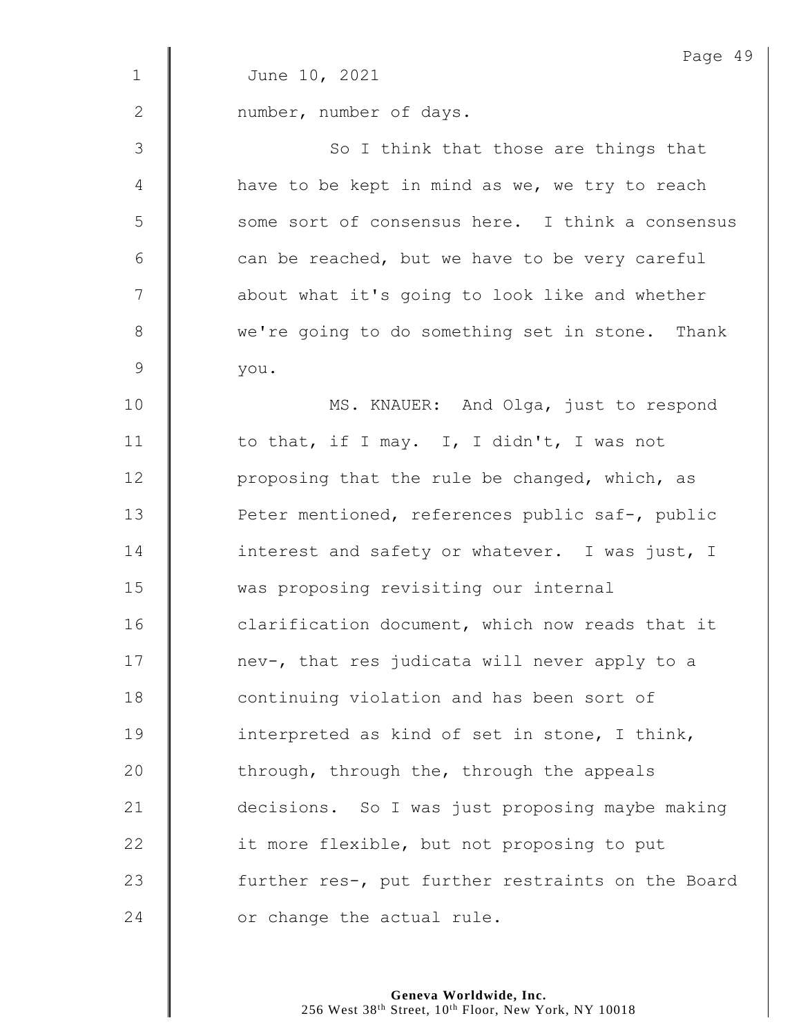June 10, 2021

number, number of days.

So I think that those are things that have to be kept in mind as we, we try to reach some sort of consensus here. I think a consensus can be reached, but we have to be very careful about what it's going to look like and whether we're going to do something set in stone. Thank you.

MS. KNAUER: And Olga, just to respond to that, if I may. I, I didn't, I was not proposing that the rule be changed, which, as Peter mentioned, references public saf-, public interest and safety or whatever. I was just, I was proposing revisiting our internal clarification document, which now reads that it nev-, that res judicata will never apply to a continuing violation and has been sort of interpreted as kind of set in stone, I think, through, through the, through the appeals decisions. So I was just proposing maybe making it more flexible, but not proposing to put further res-, put further restraints on the Board or change the actual rule.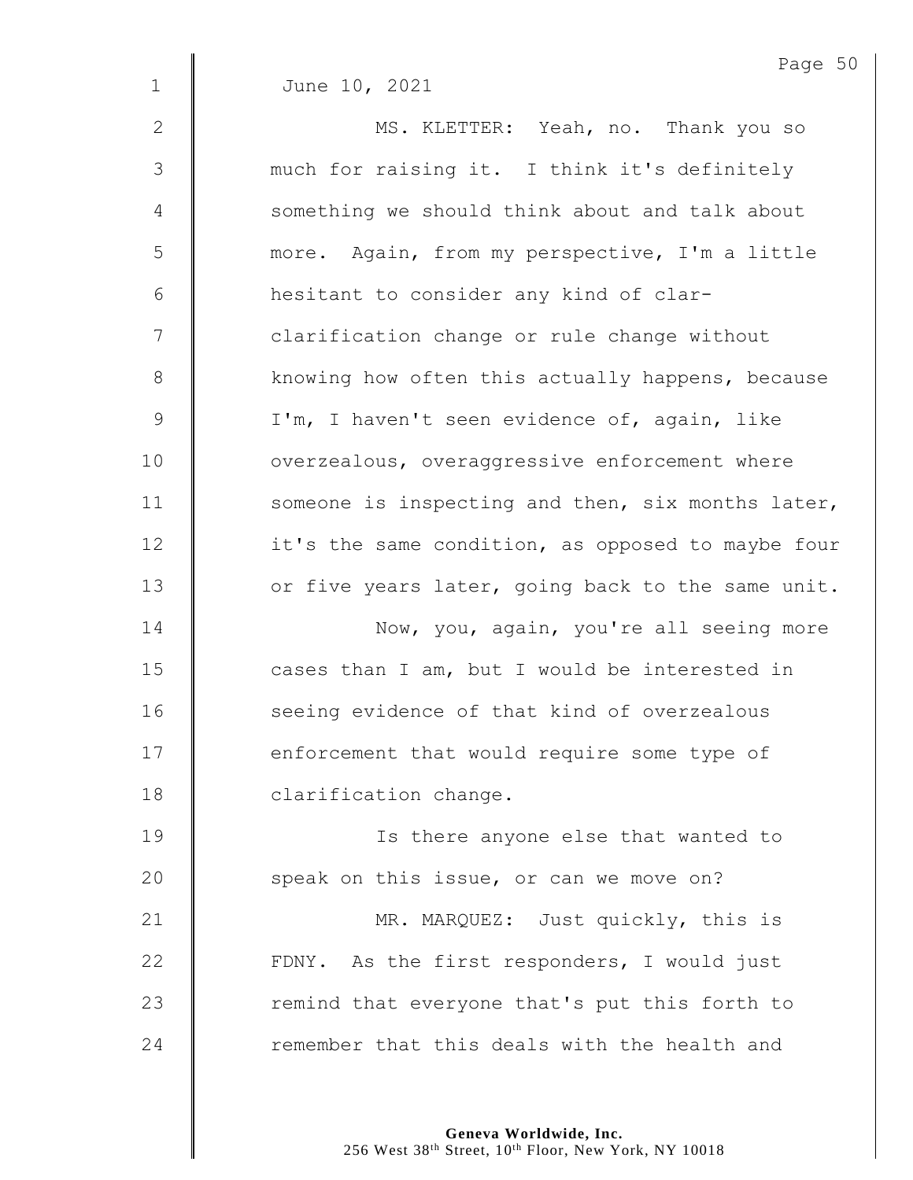June 10, 2021

MS. KLETTER: Yeah, no. Thank you so much for raising it. I think it's definitely something we should think about and talk about more. Again, from my perspective, I'm a little hesitant to consider any kind of clar- clarification change or rule change without knowing how often this actually happens, because I'm, I haven't seen evidence of, again, like overzealous, overaggressive enforcement where someone is inspecting and then, six months later, it's the same condition, as opposed to maybe four or five years later, going back to the same unit.

Now, you, again, you're all seeing more cases than I am, but I would be interested in seeing evidence of that kind of overzealous enforcement that would require some type of clarification change.

Is there anyone else that wanted to speak on this issue, or can we move on?

MR. MARQUEZ: Just quickly, this is FDNY. As the first responders, I would just remind that everyone that's put this forth to remember that this deals with the health and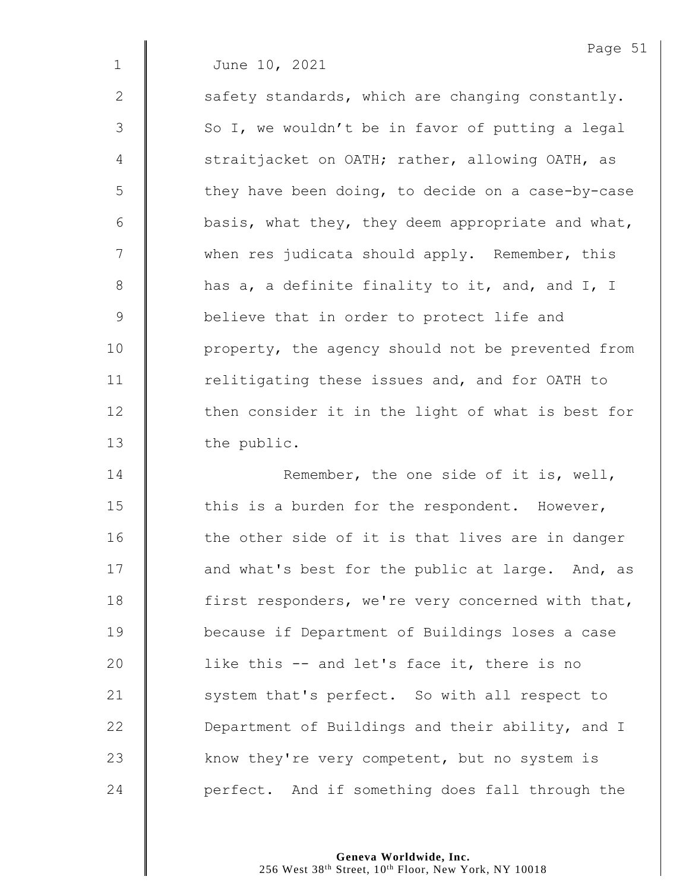June 10, 2021

safety standards, which are changing constantly. So I, we wouldn't be in favor of putting a legal straitjacket on OATH; rather, allowing OATH, as they have been doing, to decide on a case-by-case basis, what they, they deem appropriate and what, when res judicata should apply. Remember, this has a, a definite finality to it, and, and I, I believe that in order to protect life and property, the agency should not be prevented from relitigating these issues and, and for OATH to then consider it in the light of what is best for the public.

Remember, the one side of it is, well, this is a burden for the respondent. However, the other side of it is that lives are in danger and what's best for the public at large. And, as first responders, we're very concerned with that, because if Department of Buildings loses a case like this -- and let's face it, there is no system that's perfect. So with all respect to Department of Buildings and their ability, and I know they're very competent, but no system is perfect. And if something does fall through the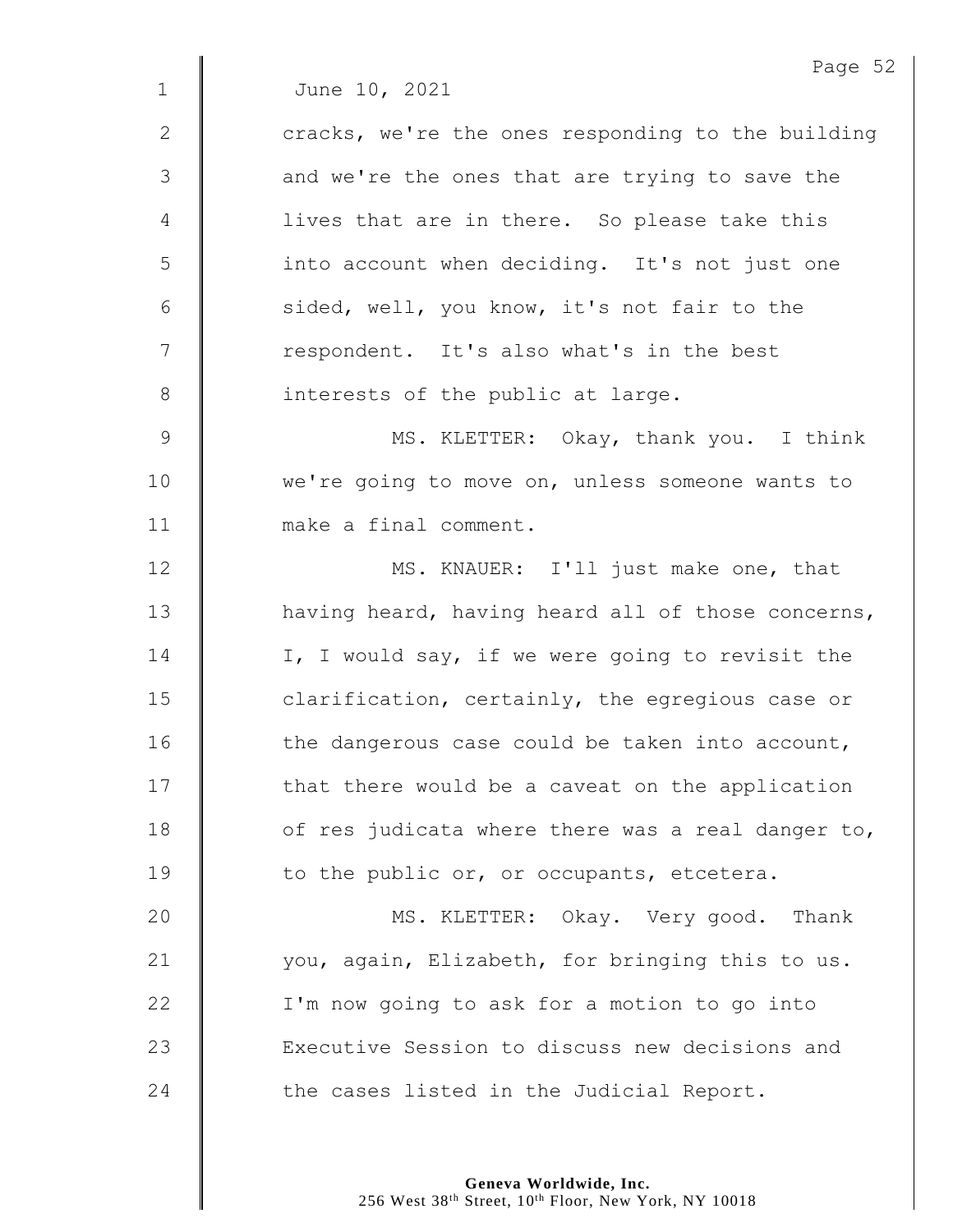June 10, 2021

cracks, we're the ones responding to the building and we're the ones that are trying to save the lives that are in there. So please take this into account when deciding. It's not just one sided, well, you know, it's not fair to the respondent. It's also what's in the best interests of the public at large.

MS. KLETTER: Okay, thank you. I think we're going to move on, unless someone wants to make a final comment.

MS. KNAUER: I'll just make one, that having heard, having heard all of those concerns, I, I would say, if we were going to revisit the clarification, certainly, the egregious case or the dangerous case could be taken into account, that there would be a caveat on the application of res judicata where there was a real danger to, to the public or, or occupants, etcetera.

MS. KLETTER: Okay. Very good. Thank you, again, Elizabeth, for bringing this to us. I'm now going to ask for a motion to go into Executive Session to discuss new decisions and the cases listed in the Judicial Report.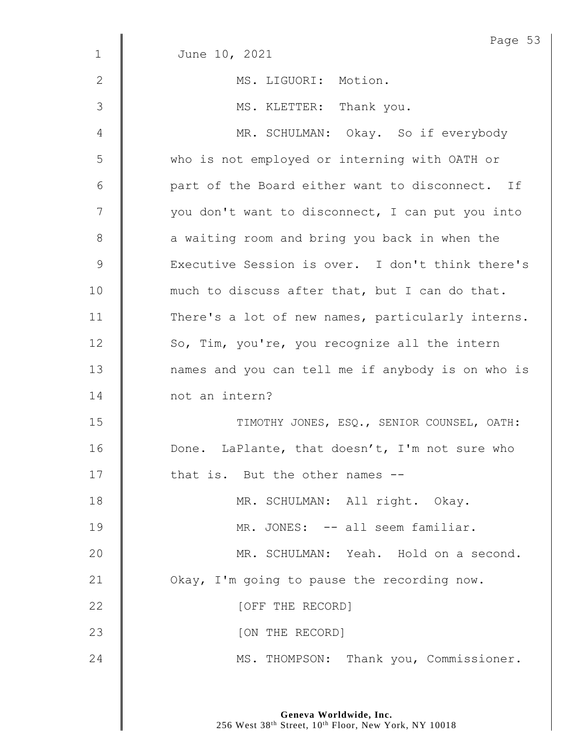June 10, 2021

MS. LIGUORI: Motion.

MS. KLETTER: Thank you.

MR. SCHULMAN: Okay. So if everybody who is not employed or interning with OATH or part of the Board either want to disconnect. If you don't want to disconnect, I can put you into a waiting room and bring you back in when the Executive Session is over. I don't think there's much to discuss after that, but I can do that. There's a lot of new names, particularly interns. So, Tim, you're, you recognize all the intern names and you can tell me if anybody is on who is not an intern?

TIMOTHY JONES, ESQ., SENIOR COUNSEL, OATH: Done. LaPlante, that doesn't, I'm not sure who that is. But the other names --

MR. SCHULMAN: All right. Okay.

MR. JONES: -- all seem familiar.

MR. SCHULMAN: Yeah. Hold on a second. Okay, I'm going to pause the recording now.

[OFF THE RECORD]

[ON THE RECORD]

MS. THOMPSON: Thank you, Commissioner.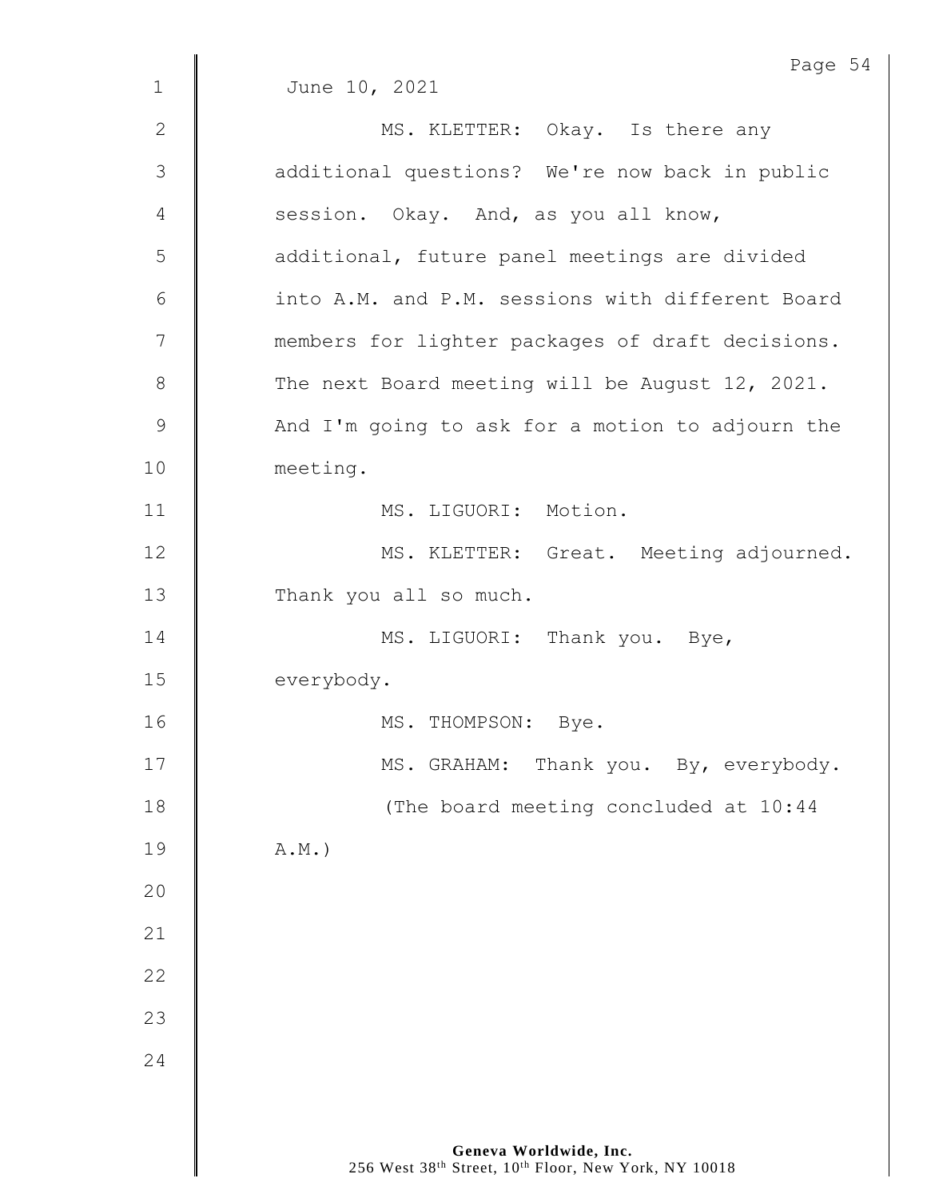June 10, 2021

MS. KLETTER: Okay. Is there any additional questions? We're now back in public session. Okay. And, as you all know, additional, future panel meetings are divided into A.M. and P.M. sessions with different Board members for lighter packages of draft decisions. The next Board meeting will be August 12, 2021. And I'm going to ask for a motion to adjourn the meeting.

MS. LIGUORI: Motion.

MS. KLETTER: Great. Meeting adjourned. Thank you all so much.

MS. LIGUORI: Thank you. Bye, everybody.

MS. THOMPSON: Bye.

MS. GRAHAM: Thank you. By, everybody.

(The board meeting concluded at 10:44 A.M.)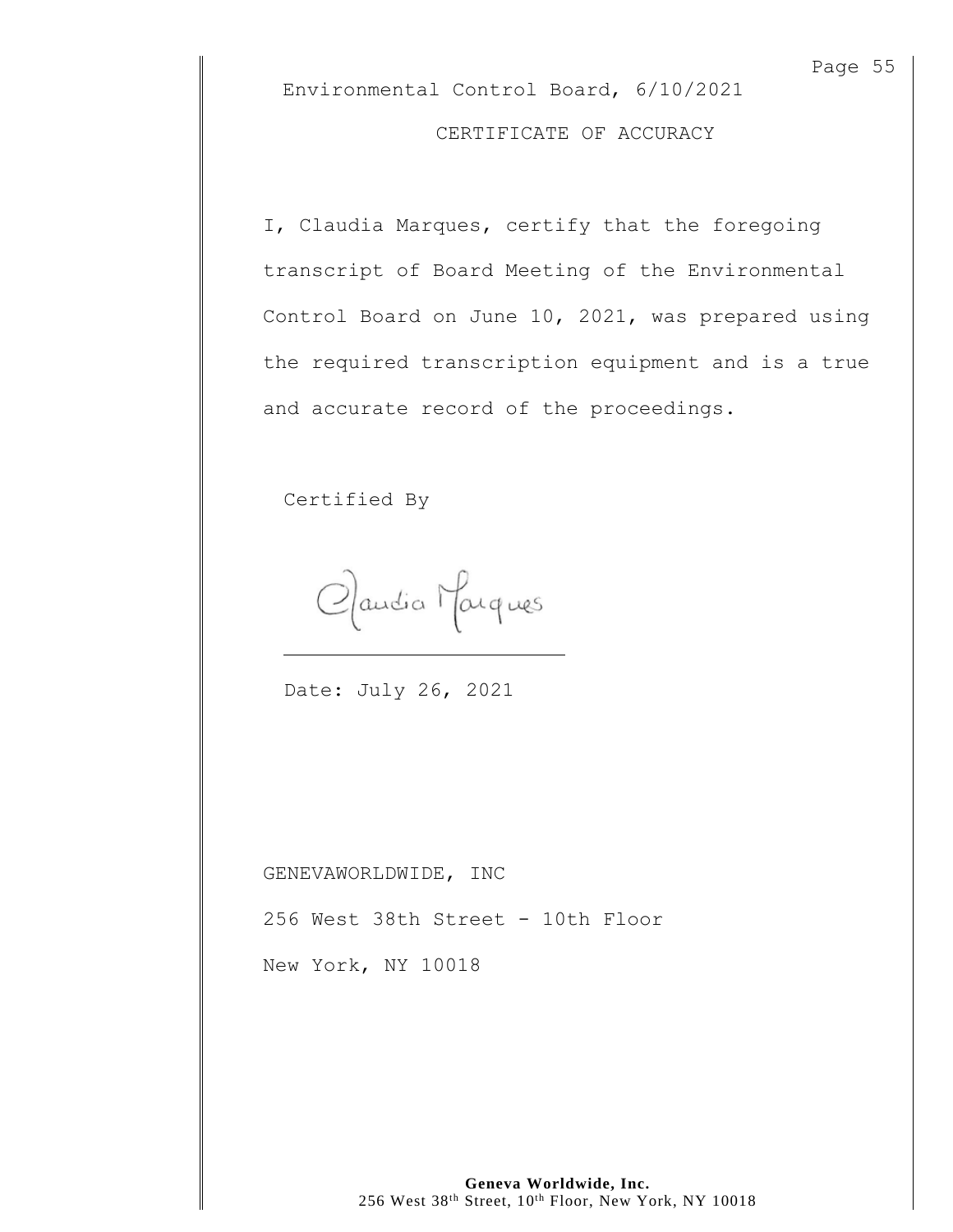CERTIFICATE OF ACCURACY

I, Claudia Marques, certify that the foregoing transcript of Board Meeting of the Environmental Control Board on June 10, 2021, was prepared using the required transcription equipment and is a true and accurate record of the proceedings.

Certified By

Claudia Marques

_______________________

Date: July 26, 2021

GENEVAWORLDWIDE, INC

256 West 38th Street - 10th Floor

New York, NY 10018